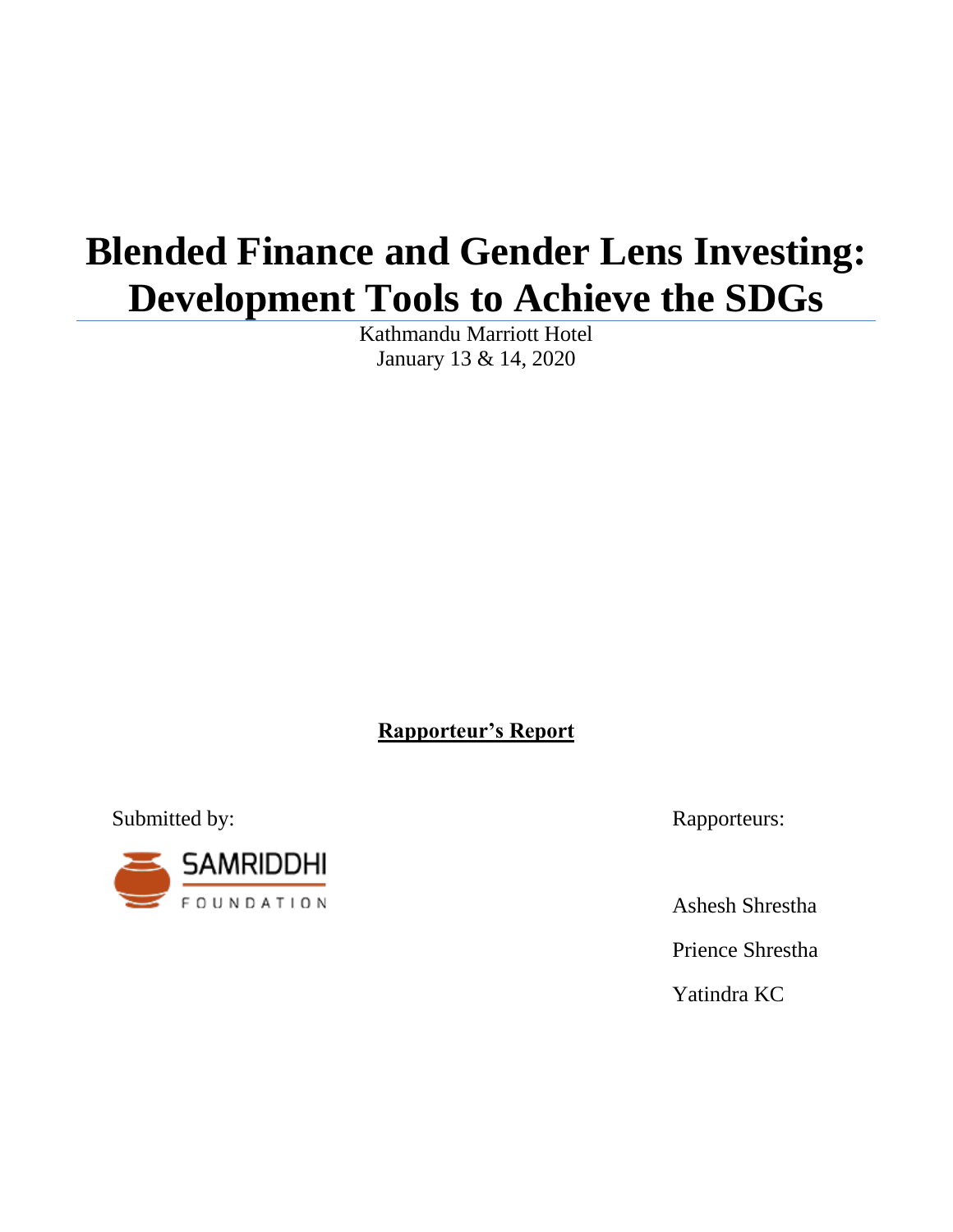# Blended Finance and Gender Lens Investing: Development Tools to Achieve the SDGs

Kathmandu Marriott Hotel
January 13 & 14, 2020

**Rapporteur's Report**

Submitted by:

SAMRIDDHI FOUNDATION

Rapporteurs:

Ashesh Shrestha

Prience Shrestha

Yatindra KC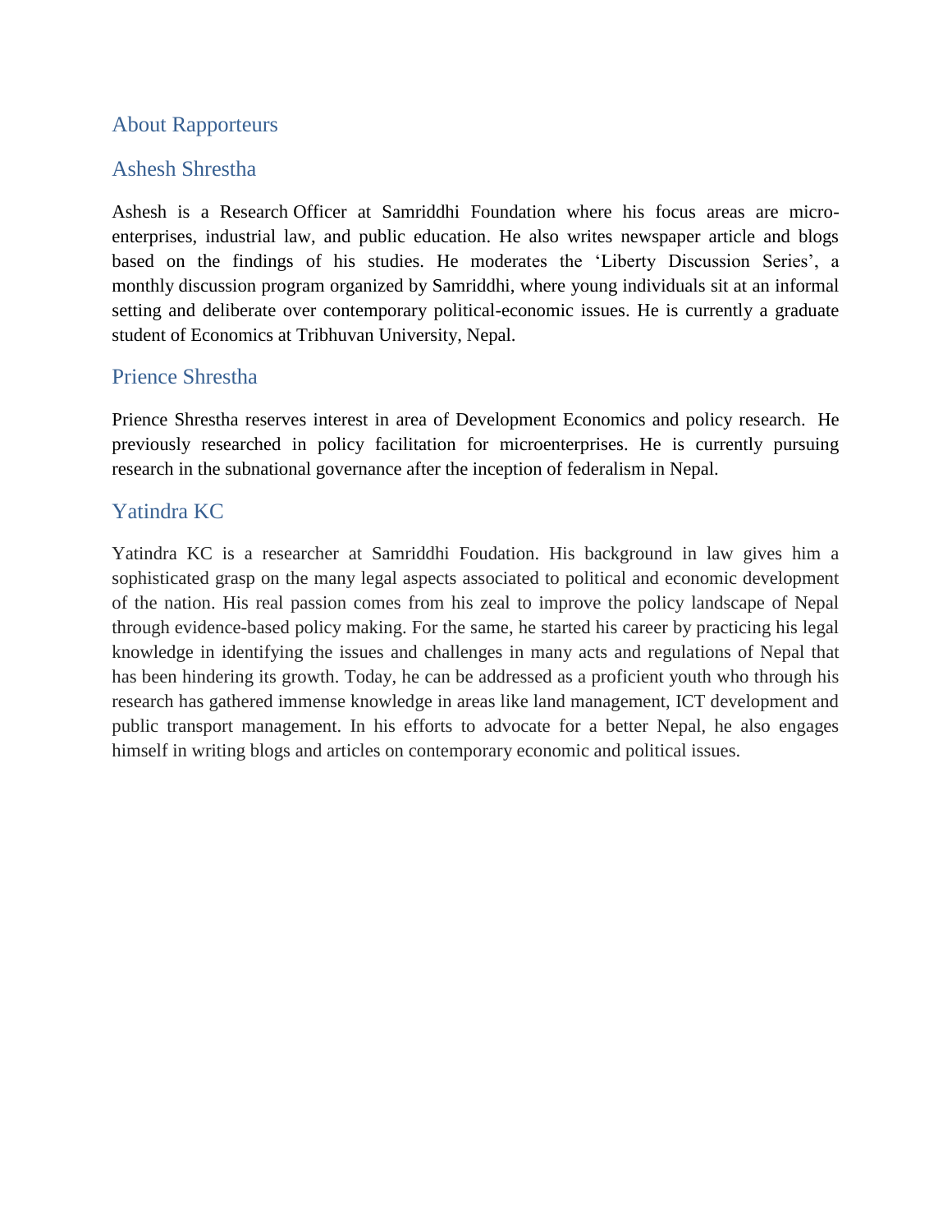## About Rapporteurs

### Ashesh Shrestha

Ashesh is a Research Officer at Samriddhi Foundation where his focus areas are micro-enterprises, industrial law, and public education. He also writes newspaper article and blogs based on the findings of his studies. He moderates the 'Liberty Discussion Series', a monthly discussion program organized by Samriddhi, where young individuals sit at an informal setting and deliberate over contemporary political-economic issues. He is currently a graduate student of Economics at Tribhuvan University, Nepal.

### Prience Shrestha

Prience Shrestha reserves interest in area of Development Economics and policy research. He previously researched in policy facilitation for microenterprises. He is currently pursuing research in the subnational governance after the inception of federalism in Nepal.

### Yatindra KC

Yatindra KC is a researcher at Samriddhi Foudation. His background in law gives him a sophisticated grasp on the many legal aspects associated to political and economic development of the nation. His real passion comes from his zeal to improve the policy landscape of Nepal through evidence-based policy making. For the same, he started his career by practicing his legal knowledge in identifying the issues and challenges in many acts and regulations of Nepal that has been hindering its growth. Today, he can be addressed as a proficient youth who through his research has gathered immense knowledge in areas like land management, ICT development and public transport management. In his efforts to advocate for a better Nepal, he also engages himself in writing blogs and articles on contemporary economic and political issues.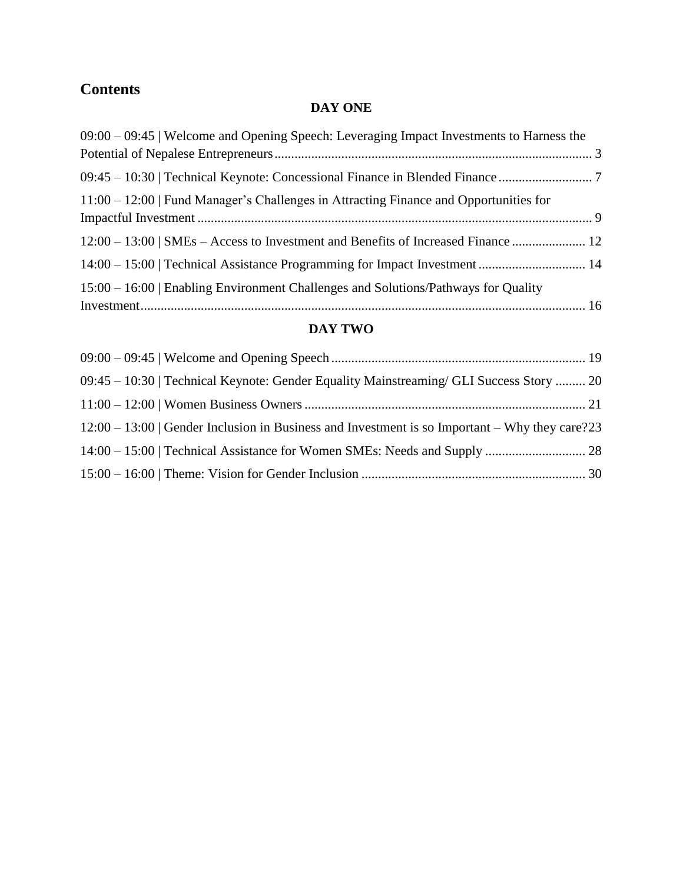# Contents

## DAY ONE

09:00 – 09:45 | Welcome and Opening Speech: Leveraging Impact Investments to Harness the Potential of Nepalese Entrepreneurs ........ 3

09:45 – 10:30 | Technical Keynote: Concessional Finance in Blended Finance ........ 7

11:00 – 12:00 | Fund Manager's Challenges in Attracting Finance and Opportunities for Impactful Investment ........ 9

12:00 – 13:00 | SMEs – Access to Investment and Benefits of Increased Finance ........ 12

14:00 – 15:00 | Technical Assistance Programming for Impact Investment ........ 14

15:00 – 16:00 | Enabling Environment Challenges and Solutions/Pathways for Quality Investment ........ 16

## DAY TWO

09:00 – 09:45 | Welcome and Opening Speech ........ 19

09:45 – 10:30 | Technical Keynote: Gender Equality Mainstreaming/ GLI Success Story ........ 20

11:00 – 12:00 | Women Business Owners ........ 21

12:00 – 13:00 | Gender Inclusion in Business and Investment is so Important – Why they care? ........ 23

14:00 – 15:00 | Technical Assistance for Women SMEs: Needs and Supply ........ 28

15:00 – 16:00 | Theme: Vision for Gender Inclusion ........ 30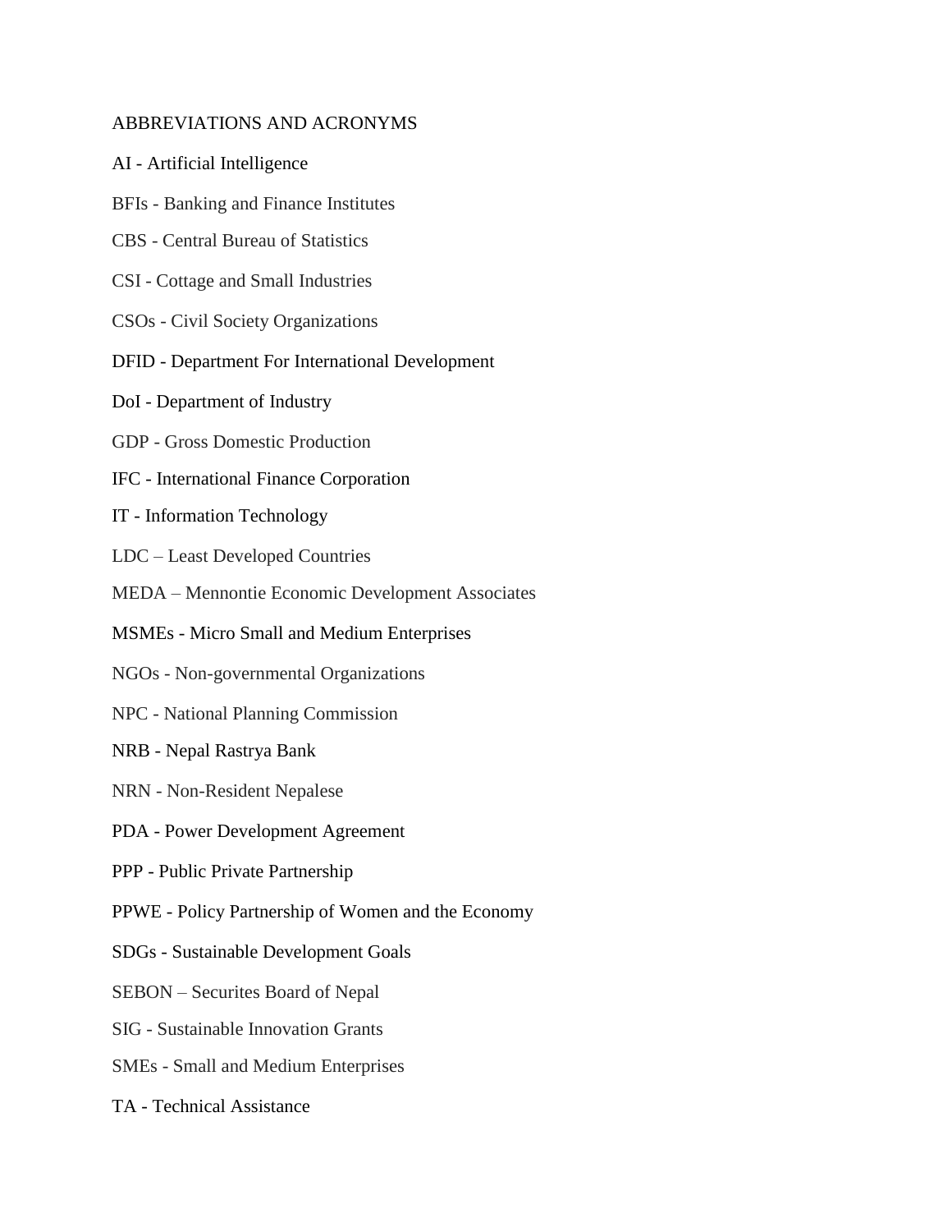# ABBREVIATIONS AND ACRONYMS

AI - Artificial Intelligence

BFIs - Banking and Finance Institutes

CBS - Central Bureau of Statistics

CSI - Cottage and Small Industries

CSOs - Civil Society Organizations

DFID - Department For International Development

DoI - Department of Industry

GDP - Gross Domestic Production

IFC - International Finance Corporation

IT - Information Technology

LDC – Least Developed Countries

MEDA – Mennontie Economic Development Associates

MSMEs - Micro Small and Medium Enterprises

NGOs - Non-governmental Organizations

NPC - National Planning Commission

NRB - Nepal Rastrya Bank

NRN - Non-Resident Nepalese

PDA - Power Development Agreement

PPP - Public Private Partnership

PPWE - Policy Partnership of Women and the Economy

SDGs - Sustainable Development Goals

SEBON – Securites Board of Nepal

SIG - Sustainable Innovation Grants

SMEs - Small and Medium Enterprises

TA - Technical Assistance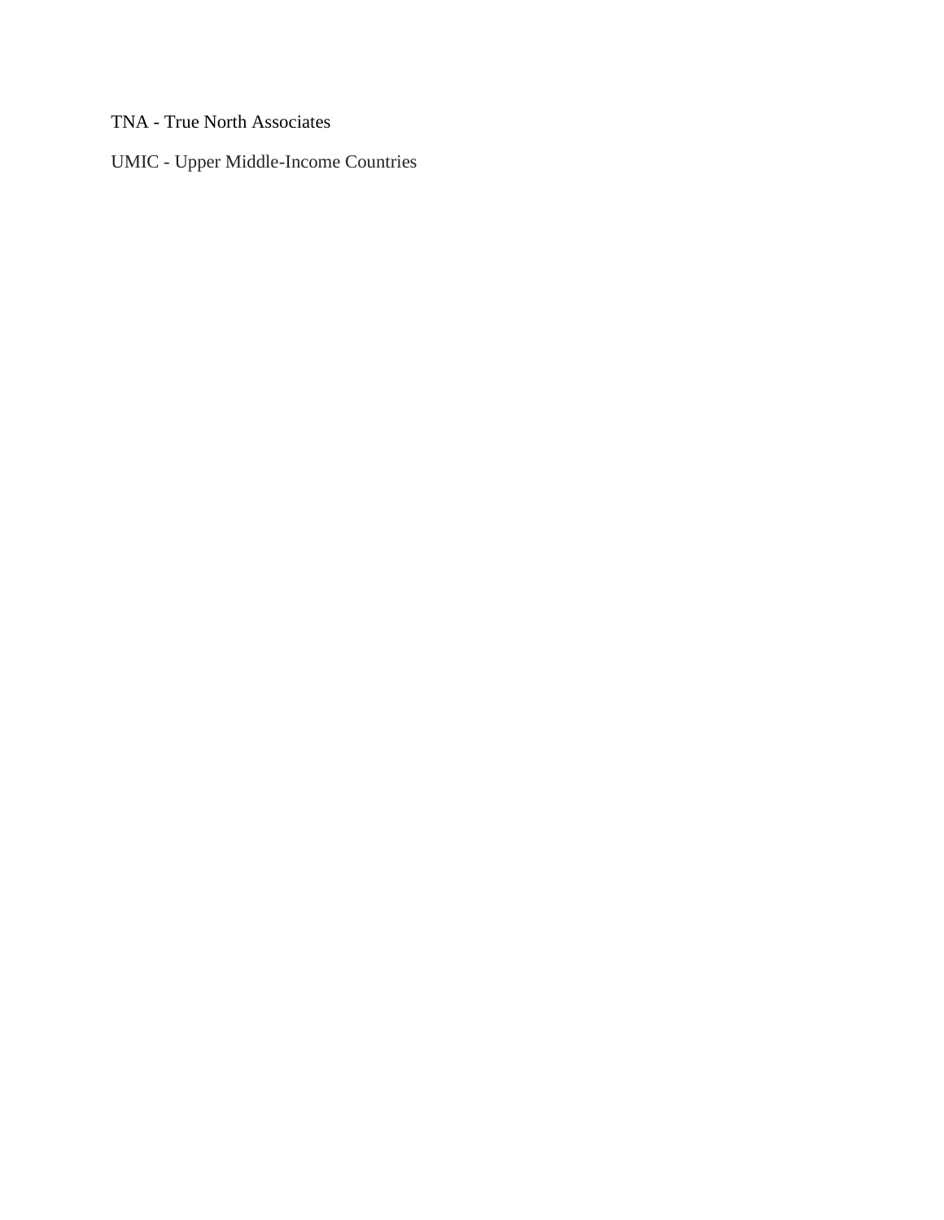TNA - True North Associates

UMIC - Upper Middle-Income Countries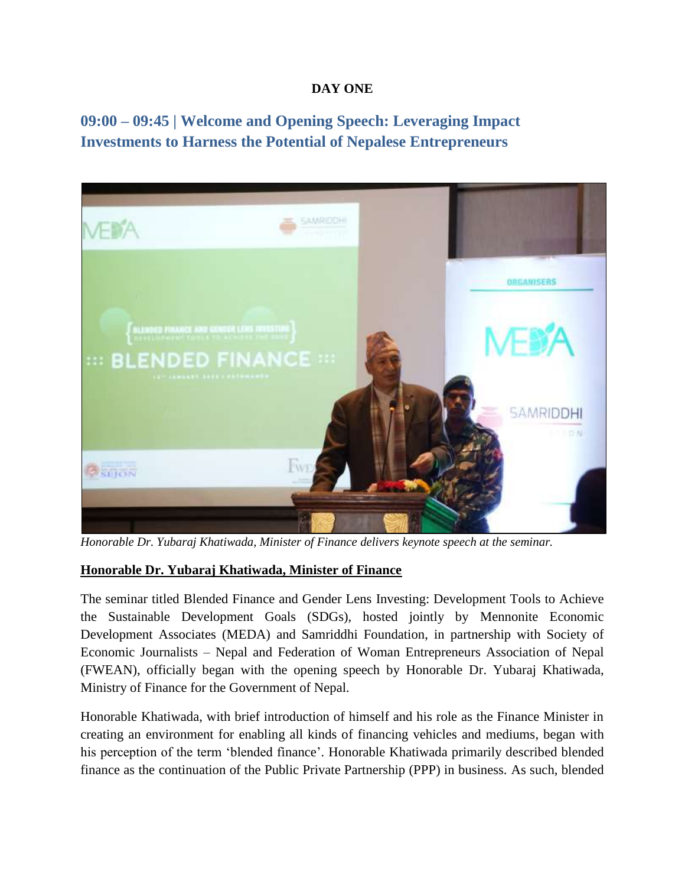**DAY ONE**

## 09:00 – 09:45 | Welcome and Opening Speech: Leveraging Impact Investments to Harness the Potential of Nepalese Entrepreneurs

*Honorable Dr. Yubaraj Khatiwada, Minister of Finance delivers keynote speech at the seminar.*

**Honorable Dr. Yubaraj Khatiwada, Minister of Finance**

The seminar titled Blended Finance and Gender Lens Investing: Development Tools to Achieve the Sustainable Development Goals (SDGs), hosted jointly by Mennonite Economic Development Associates (MEDA) and Samriddhi Foundation, in partnership with Society of Economic Journalists – Nepal and Federation of Woman Entrepreneurs Association of Nepal (FWEAN), officially began with the opening speech by Honorable Dr. Yubaraj Khatiwada, Ministry of Finance for the Government of Nepal.

Honorable Khatiwada, with brief introduction of himself and his role as the Finance Minister in creating an environment for enabling all kinds of financing vehicles and mediums, began with his perception of the term 'blended finance'. Honorable Khatiwada primarily described blended finance as the continuation of the Public Private Partnership (PPP) in business. As such, blended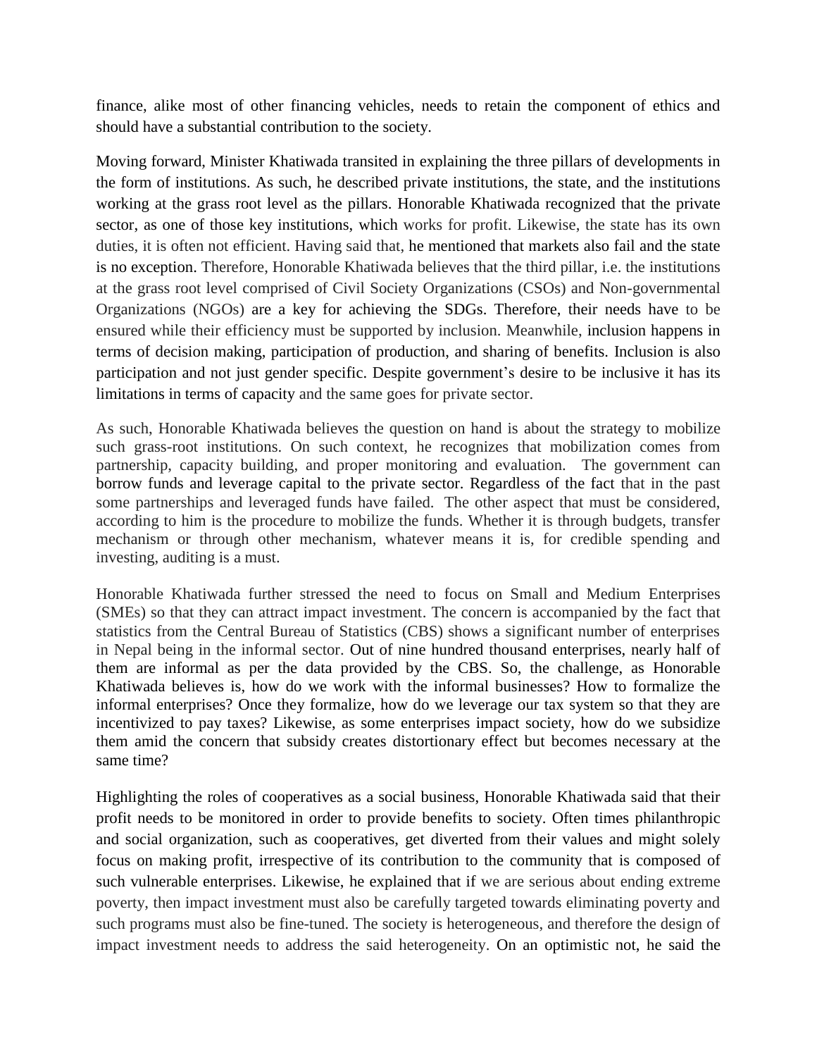finance, alike most of other financing vehicles, needs to retain the component of ethics and should have a substantial contribution to the society.

Moving forward, Minister Khatiwada transited in explaining the three pillars of developments in the form of institutions. As such, he described private institutions, the state, and the institutions working at the grass root level as the pillars. Honorable Khatiwada recognized that the private sector, as one of those key institutions, which works for profit. Likewise, the state has its own duties, it is often not efficient. Having said that, he mentioned that markets also fail and the state is no exception. Therefore, Honorable Khatiwada believes that the third pillar, i.e. the institutions at the grass root level comprised of Civil Society Organizations (CSOs) and Non-governmental Organizations (NGOs) are a key for achieving the SDGs. Therefore, their needs have to be ensured while their efficiency must be supported by inclusion. Meanwhile, inclusion happens in terms of decision making, participation of production, and sharing of benefits. Inclusion is also participation and not just gender specific. Despite government's desire to be inclusive it has its limitations in terms of capacity and the same goes for private sector.

As such, Honorable Khatiwada believes the question on hand is about the strategy to mobilize such grass-root institutions. On such context, he recognizes that mobilization comes from partnership, capacity building, and proper monitoring and evaluation. The government can borrow funds and leverage capital to the private sector. Regardless of the fact that in the past some partnerships and leveraged funds have failed. The other aspect that must be considered, according to him is the procedure to mobilize the funds. Whether it is through budgets, transfer mechanism or through other mechanism, whatever means it is, for credible spending and investing, auditing is a must.

Honorable Khatiwada further stressed the need to focus on Small and Medium Enterprises (SMEs) so that they can attract impact investment. The concern is accompanied by the fact that statistics from the Central Bureau of Statistics (CBS) shows a significant number of enterprises in Nepal being in the informal sector. Out of nine hundred thousand enterprises, nearly half of them are informal as per the data provided by the CBS. So, the challenge, as Honorable Khatiwada believes is, how do we work with the informal businesses? How to formalize the informal enterprises? Once they formalize, how do we leverage our tax system so that they are incentivized to pay taxes? Likewise, as some enterprises impact society, how do we subsidize them amid the concern that subsidy creates distortionary effect but becomes necessary at the same time?

Highlighting the roles of cooperatives as a social business, Honorable Khatiwada said that their profit needs to be monitored in order to provide benefits to society. Often times philanthropic and social organization, such as cooperatives, get diverted from their values and might solely focus on making profit, irrespective of its contribution to the community that is composed of such vulnerable enterprises. Likewise, he explained that if we are serious about ending extreme poverty, then impact investment must also be carefully targeted towards eliminating poverty and such programs must also be fine-tuned. The society is heterogeneous, and therefore the design of impact investment needs to address the said heterogeneity. On an optimistic not, he said the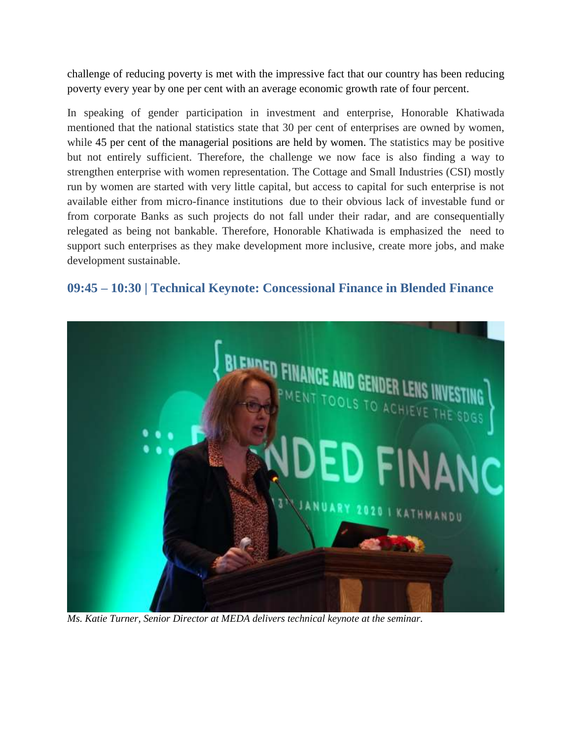challenge of reducing poverty is met with the impressive fact that our country has been reducing poverty every year by one per cent with an average economic growth rate of four percent.

In speaking of gender participation in investment and enterprise, Honorable Khatiwada mentioned that the national statistics state that 30 per cent of enterprises are owned by women, while 45 per cent of the managerial positions are held by women. The statistics may be positive but not entirely sufficient. Therefore, the challenge we now face is also finding a way to strengthen enterprise with women representation. The Cottage and Small Industries (CSI) mostly run by women are started with very little capital, but access to capital for such enterprise is not available either from micro-finance institutions due to their obvious lack of investable fund or from corporate Banks as such projects do not fall under their radar, and are consequentially relegated as being not bankable. Therefore, Honorable Khatiwada is emphasized the need to support such enterprises as they make development more inclusive, create more jobs, and make development sustainable.

## 09:45 – 10:30 | Technical Keynote: Concessional Finance in Blended Finance

*Ms. Katie Turner, Senior Director at MEDA delivers technical keynote at the seminar.*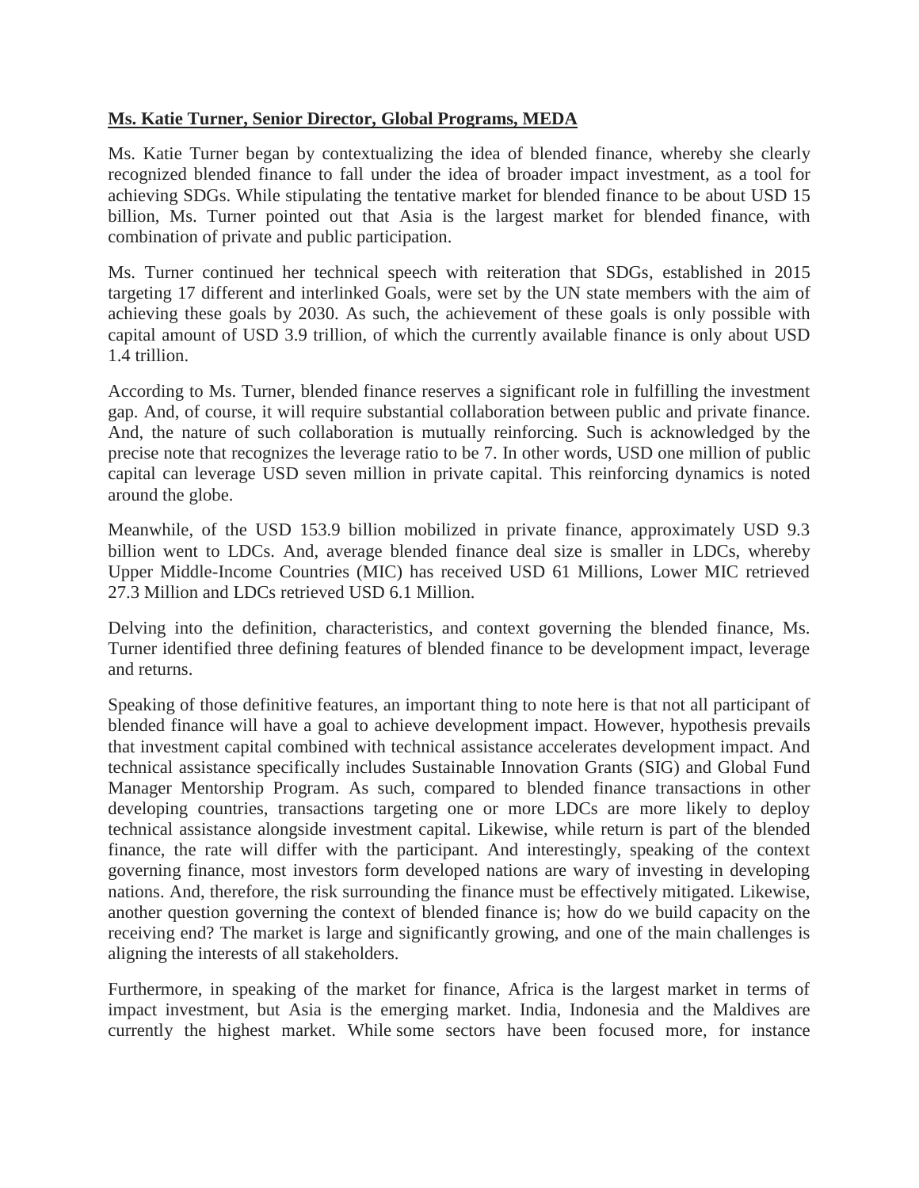**Ms. Katie Turner, Senior Director, Global Programs, MEDA**

Ms. Katie Turner began by contextualizing the idea of blended finance, whereby she clearly recognized blended finance to fall under the idea of broader impact investment, as a tool for achieving SDGs. While stipulating the tentative market for blended finance to be about USD 15 billion, Ms. Turner pointed out that Asia is the largest market for blended finance, with combination of private and public participation.

Ms. Turner continued her technical speech with reiteration that SDGs, established in 2015 targeting 17 different and interlinked Goals, were set by the UN state members with the aim of achieving these goals by 2030. As such, the achievement of these goals is only possible with capital amount of USD 3.9 trillion, of which the currently available finance is only about USD 1.4 trillion.

According to Ms. Turner, blended finance reserves a significant role in fulfilling the investment gap. And, of course, it will require substantial collaboration between public and private finance. And, the nature of such collaboration is mutually reinforcing. Such is acknowledged by the precise note that recognizes the leverage ratio to be 7. In other words, USD one million of public capital can leverage USD seven million in private capital. This reinforcing dynamics is noted around the globe.

Meanwhile, of the USD 153.9 billion mobilized in private finance, approximately USD 9.3 billion went to LDCs. And, average blended finance deal size is smaller in LDCs, whereby Upper Middle-Income Countries (MIC) has received USD 61 Millions, Lower MIC retrieved 27.3 Million and LDCs retrieved USD 6.1 Million.

Delving into the definition, characteristics, and context governing the blended finance, Ms. Turner identified three defining features of blended finance to be development impact, leverage and returns.

Speaking of those definitive features, an important thing to note here is that not all participant of blended finance will have a goal to achieve development impact. However, hypothesis prevails that investment capital combined with technical assistance accelerates development impact. And technical assistance specifically includes Sustainable Innovation Grants (SIG) and Global Fund Manager Mentorship Program. As such, compared to blended finance transactions in other developing countries, transactions targeting one or more LDCs are more likely to deploy technical assistance alongside investment capital. Likewise, while return is part of the blended finance, the rate will differ with the participant. And interestingly, speaking of the context governing finance, most investors form developed nations are wary of investing in developing nations. And, therefore, the risk surrounding the finance must be effectively mitigated. Likewise, another question governing the context of blended finance is; how do we build capacity on the receiving end? The market is large and significantly growing, and one of the main challenges is aligning the interests of all stakeholders.

Furthermore, in speaking of the market for finance, Africa is the largest market in terms of impact investment, but Asia is the emerging market. India, Indonesia and the Maldives are currently the highest market. While some sectors have been focused more, for instance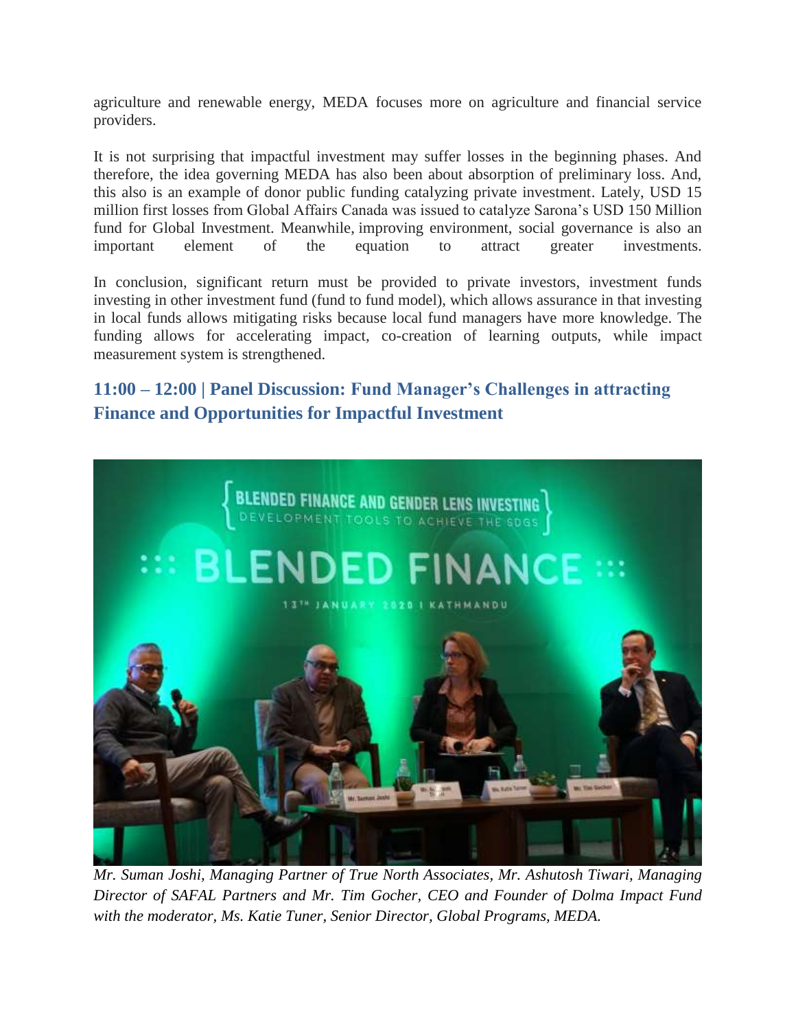agriculture and renewable energy, MEDA focuses more on agriculture and financial service providers.

It is not surprising that impactful investment may suffer losses in the beginning phases. And therefore, the idea governing MEDA has also been about absorption of preliminary loss. And, this also is an example of donor public funding catalyzing private investment. Lately, USD 15 million first losses from Global Affairs Canada was issued to catalyze Sarona's USD 150 Million fund for Global Investment. Meanwhile, improving environment, social governance is also an important element of the equation to attract greater investments.

In conclusion, significant return must be provided to private investors, investment funds investing in other investment fund (fund to fund model), which allows assurance in that investing in local funds allows mitigating risks because local fund managers have more knowledge. The funding allows for accelerating impact, co-creation of learning outputs, while impact measurement system is strengthened.

## 11:00 – 12:00 | Panel Discussion: Fund Manager's Challenges in attracting Finance and Opportunities for Impactful Investment

*Mr. Suman Joshi, Managing Partner of True North Associates, Mr. Ashutosh Tiwari, Managing Director of SAFAL Partners and Mr. Tim Gocher, CEO and Founder of Dolma Impact Fund with the moderator, Ms. Katie Tuner, Senior Director, Global Programs, MEDA.*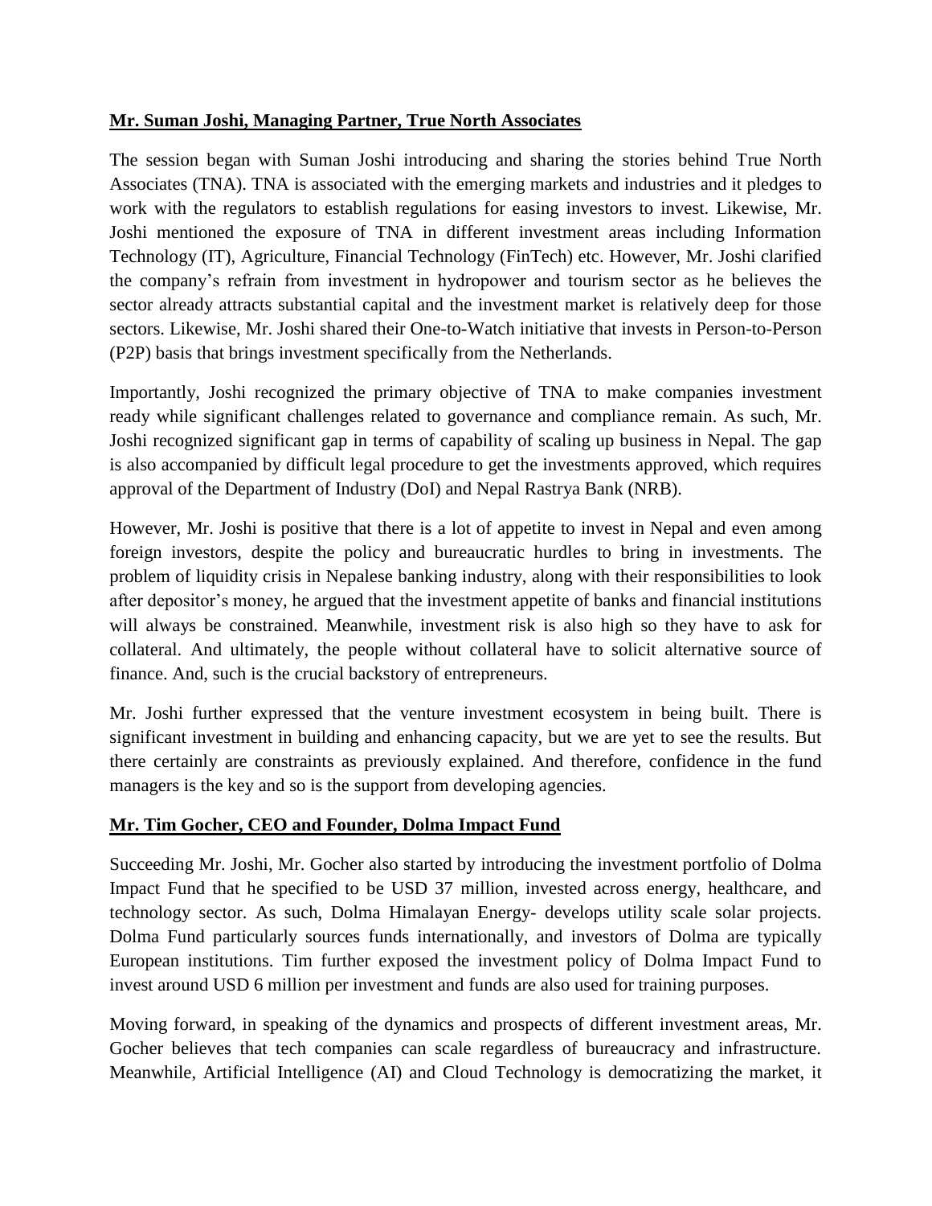**Mr. Suman Joshi, Managing Partner, True North Associates**

The session began with Suman Joshi introducing and sharing the stories behind True North Associates (TNA). TNA is associated with the emerging markets and industries and it pledges to work with the regulators to establish regulations for easing investors to invest. Likewise, Mr. Joshi mentioned the exposure of TNA in different investment areas including Information Technology (IT), Agriculture, Financial Technology (FinTech) etc. However, Mr. Joshi clarified the company's refrain from investment in hydropower and tourism sector as he believes the sector already attracts substantial capital and the investment market is relatively deep for those sectors. Likewise, Mr. Joshi shared their One-to-Watch initiative that invests in Person-to-Person (P2P) basis that brings investment specifically from the Netherlands.

Importantly, Joshi recognized the primary objective of TNA to make companies investment ready while significant challenges related to governance and compliance remain. As such, Mr. Joshi recognized significant gap in terms of capability of scaling up business in Nepal. The gap is also accompanied by difficult legal procedure to get the investments approved, which requires approval of the Department of Industry (DoI) and Nepal Rastrya Bank (NRB).

However, Mr. Joshi is positive that there is a lot of appetite to invest in Nepal and even among foreign investors, despite the policy and bureaucratic hurdles to bring in investments. The problem of liquidity crisis in Nepalese banking industry, along with their responsibilities to look after depositor's money, he argued that the investment appetite of banks and financial institutions will always be constrained. Meanwhile, investment risk is also high so they have to ask for collateral. And ultimately, the people without collateral have to solicit alternative source of finance. And, such is the crucial backstory of entrepreneurs.

Mr. Joshi further expressed that the venture investment ecosystem in being built. There is significant investment in building and enhancing capacity, but we are yet to see the results. But there certainly are constraints as previously explained. And therefore, confidence in the fund managers is the key and so is the support from developing agencies.

**Mr. Tim Gocher, CEO and Founder, Dolma Impact Fund**

Succeeding Mr. Joshi, Mr. Gocher also started by introducing the investment portfolio of Dolma Impact Fund that he specified to be USD 37 million, invested across energy, healthcare, and technology sector. As such, Dolma Himalayan Energy- develops utility scale solar projects. Dolma Fund particularly sources funds internationally, and investors of Dolma are typically European institutions. Tim further exposed the investment policy of Dolma Impact Fund to invest around USD 6 million per investment and funds are also used for training purposes.

Moving forward, in speaking of the dynamics and prospects of different investment areas, Mr. Gocher believes that tech companies can scale regardless of bureaucracy and infrastructure. Meanwhile, Artificial Intelligence (AI) and Cloud Technology is democratizing the market, it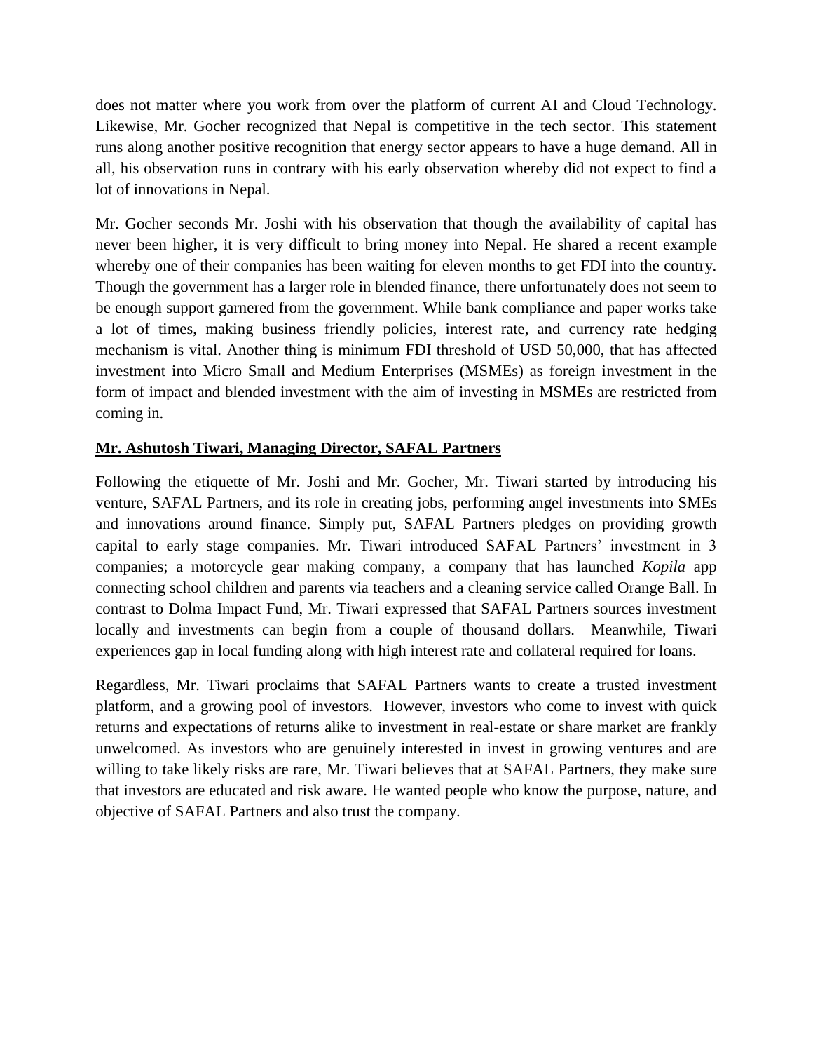does not matter where you work from over the platform of current AI and Cloud Technology. Likewise, Mr. Gocher recognized that Nepal is competitive in the tech sector. This statement runs along another positive recognition that energy sector appears to have a huge demand. All in all, his observation runs in contrary with his early observation whereby did not expect to find a lot of innovations in Nepal.

Mr. Gocher seconds Mr. Joshi with his observation that though the availability of capital has never been higher, it is very difficult to bring money into Nepal. He shared a recent example whereby one of their companies has been waiting for eleven months to get FDI into the country. Though the government has a larger role in blended finance, there unfortunately does not seem to be enough support garnered from the government. While bank compliance and paper works take a lot of times, making business friendly policies, interest rate, and currency rate hedging mechanism is vital. Another thing is minimum FDI threshold of USD 50,000, that has affected investment into Micro Small and Medium Enterprises (MSMEs) as foreign investment in the form of impact and blended investment with the aim of investing in MSMEs are restricted from coming in.

**Mr. Ashutosh Tiwari, Managing Director, SAFAL Partners**

Following the etiquette of Mr. Joshi and Mr. Gocher, Mr. Tiwari started by introducing his venture, SAFAL Partners, and its role in creating jobs, performing angel investments into SMEs and innovations around finance. Simply put, SAFAL Partners pledges on providing growth capital to early stage companies. Mr. Tiwari introduced SAFAL Partners' investment in 3 companies; a motorcycle gear making company, a company that has launched *Kopila* app connecting school children and parents via teachers and a cleaning service called Orange Ball. In contrast to Dolma Impact Fund, Mr. Tiwari expressed that SAFAL Partners sources investment locally and investments can begin from a couple of thousand dollars. Meanwhile, Tiwari experiences gap in local funding along with high interest rate and collateral required for loans.

Regardless, Mr. Tiwari proclaims that SAFAL Partners wants to create a trusted investment platform, and a growing pool of investors. However, investors who come to invest with quick returns and expectations of returns alike to investment in real-estate or share market are frankly unwelcomed. As investors who are genuinely interested in invest in growing ventures and are willing to take likely risks are rare, Mr. Tiwari believes that at SAFAL Partners, they make sure that investors are educated and risk aware. He wanted people who know the purpose, nature, and objective of SAFAL Partners and also trust the company.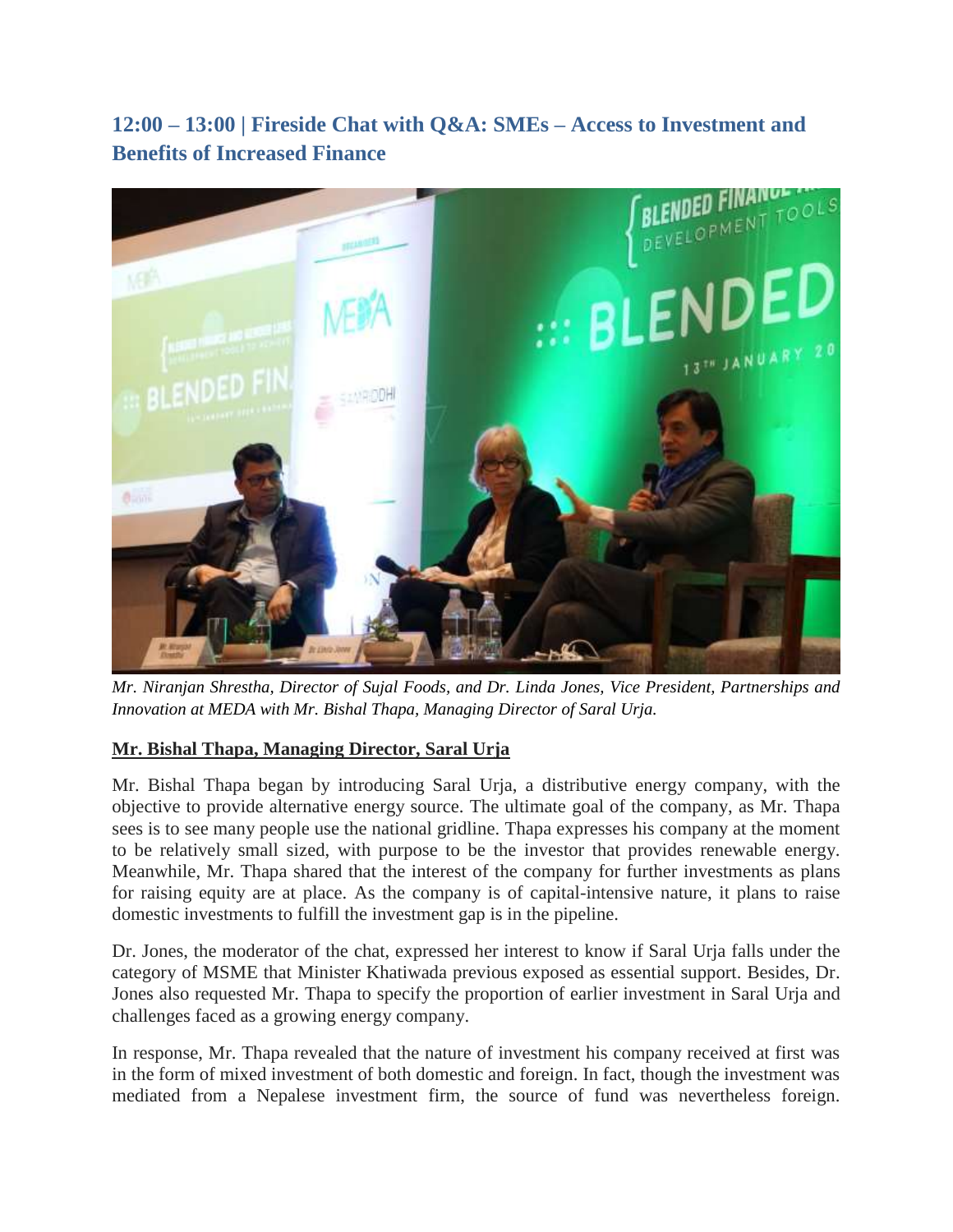## 12:00 – 13:00 | Fireside Chat with Q&A: SMEs – Access to Investment and Benefits of Increased Finance

*Mr. Niranjan Shrestha, Director of Sujal Foods, and Dr. Linda Jones, Vice President, Partnerships and Innovation at MEDA with Mr. Bishal Thapa, Managing Director of Saral Urja.*

**Mr. Bishal Thapa, Managing Director, Saral Urja**

Mr. Bishal Thapa began by introducing Saral Urja, a distributive energy company, with the objective to provide alternative energy source. The ultimate goal of the company, as Mr. Thapa sees is to see many people use the national gridline. Thapa expresses his company at the moment to be relatively small sized, with purpose to be the investor that provides renewable energy. Meanwhile, Mr. Thapa shared that the interest of the company for further investments as plans for raising equity are at place. As the company is of capital-intensive nature, it plans to raise domestic investments to fulfill the investment gap is in the pipeline.

Dr. Jones, the moderator of the chat, expressed her interest to know if Saral Urja falls under the category of MSME that Minister Khatiwada previous exposed as essential support. Besides, Dr. Jones also requested Mr. Thapa to specify the proportion of earlier investment in Saral Urja and challenges faced as a growing energy company.

In response, Mr. Thapa revealed that the nature of investment his company received at first was in the form of mixed investment of both domestic and foreign. In fact, though the investment was mediated from a Nepalese investment firm, the source of fund was nevertheless foreign.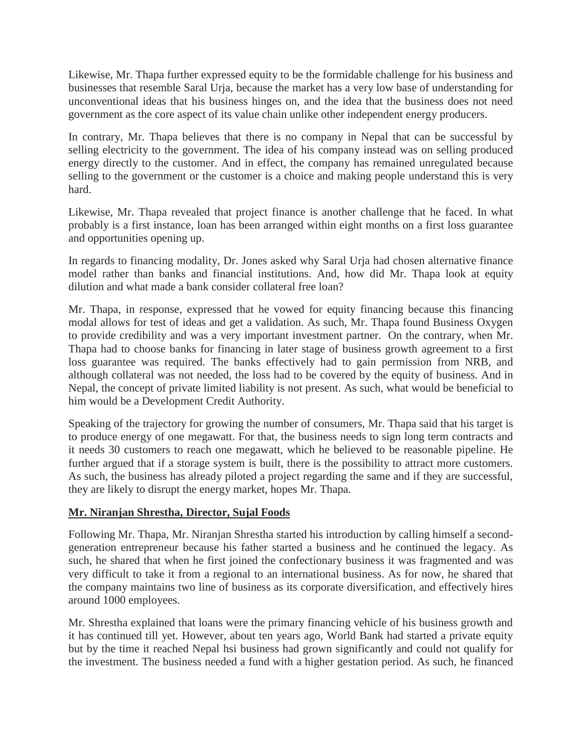Likewise, Mr. Thapa further expressed equity to be the formidable challenge for his business and businesses that resemble Saral Urja, because the market has a very low base of understanding for unconventional ideas that his business hinges on, and the idea that the business does not need government as the core aspect of its value chain unlike other independent energy producers.

In contrary, Mr. Thapa believes that there is no company in Nepal that can be successful by selling electricity to the government. The idea of his company instead was on selling produced energy directly to the customer. And in effect, the company has remained unregulated because selling to the government or the customer is a choice and making people understand this is very hard.

Likewise, Mr. Thapa revealed that project finance is another challenge that he faced. In what probably is a first instance, loan has been arranged within eight months on a first loss guarantee and opportunities opening up.

In regards to financing modality, Dr. Jones asked why Saral Urja had chosen alternative finance model rather than banks and financial institutions. And, how did Mr. Thapa look at equity dilution and what made a bank consider collateral free loan?

Mr. Thapa, in response, expressed that he vowed for equity financing because this financing modal allows for test of ideas and get a validation. As such, Mr. Thapa found Business Oxygen to provide credibility and was a very important investment partner. On the contrary, when Mr. Thapa had to choose banks for financing in later stage of business growth agreement to a first loss guarantee was required. The banks effectively had to gain permission from NRB, and although collateral was not needed, the loss had to be covered by the equity of business. And in Nepal, the concept of private limited liability is not present. As such, what would be beneficial to him would be a Development Credit Authority.

Speaking of the trajectory for growing the number of consumers, Mr. Thapa said that his target is to produce energy of one megawatt. For that, the business needs to sign long term contracts and it needs 30 customers to reach one megawatt, which he believed to be reasonable pipeline. He further argued that if a storage system is built, there is the possibility to attract more customers. As such, the business has already piloted a project regarding the same and if they are successful, they are likely to disrupt the energy market, hopes Mr. Thapa.

**Mr. Niranjan Shrestha, Director, Sujal Foods**

Following Mr. Thapa, Mr. Niranjan Shrestha started his introduction by calling himself a second-generation entrepreneur because his father started a business and he continued the legacy. As such, he shared that when he first joined the confectionary business it was fragmented and was very difficult to take it from a regional to an international business. As for now, he shared that the company maintains two line of business as its corporate diversification, and effectively hires around 1000 employees.

Mr. Shrestha explained that loans were the primary financing vehicle of his business growth and it has continued till yet. However, about ten years ago, World Bank had started a private equity but by the time it reached Nepal hsi business had grown significantly and could not qualify for the investment. The business needed a fund with a higher gestation period. As such, he financed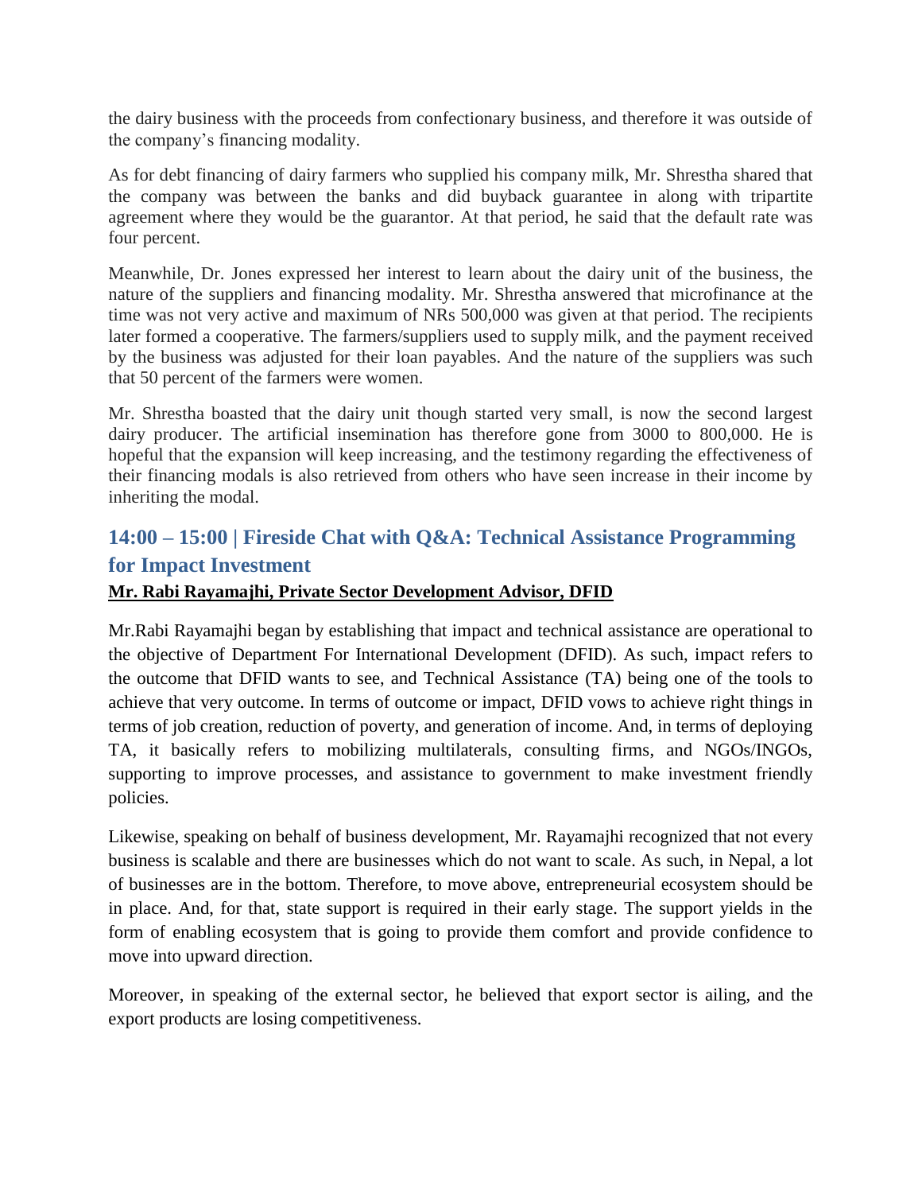the dairy business with the proceeds from confectionary business, and therefore it was outside of the company's financing modality.

As for debt financing of dairy farmers who supplied his company milk, Mr. Shrestha shared that the company was between the banks and did buyback guarantee in along with tripartite agreement where they would be the guarantor. At that period, he said that the default rate was four percent.

Meanwhile, Dr. Jones expressed her interest to learn about the dairy unit of the business, the nature of the suppliers and financing modality. Mr. Shrestha answered that microfinance at the time was not very active and maximum of NRs 500,000 was given at that period. The recipients later formed a cooperative. The farmers/suppliers used to supply milk, and the payment received by the business was adjusted for their loan payables. And the nature of the suppliers was such that 50 percent of the farmers were women.

Mr. Shrestha boasted that the dairy unit though started very small, is now the second largest dairy producer. The artificial insemination has therefore gone from 3000 to 800,000. He is hopeful that the expansion will keep increasing, and the testimony regarding the effectiveness of their financing modals is also retrieved from others who have seen increase in their income by inheriting the modal.

## 14:00 – 15:00 | Fireside Chat with Q&A: Technical Assistance Programming for Impact Investment

**Mr. Rabi Rayamajhi, Private Sector Development Advisor, DFID**

Mr.Rabi Rayamajhi began by establishing that impact and technical assistance are operational to the objective of Department For International Development (DFID). As such, impact refers to the outcome that DFID wants to see, and Technical Assistance (TA) being one of the tools to achieve that very outcome. In terms of outcome or impact, DFID vows to achieve right things in terms of job creation, reduction of poverty, and generation of income. And, in terms of deploying TA, it basically refers to mobilizing multilaterals, consulting firms, and NGOs/INGOs, supporting to improve processes, and assistance to government to make investment friendly policies.

Likewise, speaking on behalf of business development, Mr. Rayamajhi recognized that not every business is scalable and there are businesses which do not want to scale. As such, in Nepal, a lot of businesses are in the bottom. Therefore, to move above, entrepreneurial ecosystem should be in place. And, for that, state support is required in their early stage. The support yields in the form of enabling ecosystem that is going to provide them comfort and provide confidence to move into upward direction.

Moreover, in speaking of the external sector, he believed that export sector is ailing, and the export products are losing competitiveness.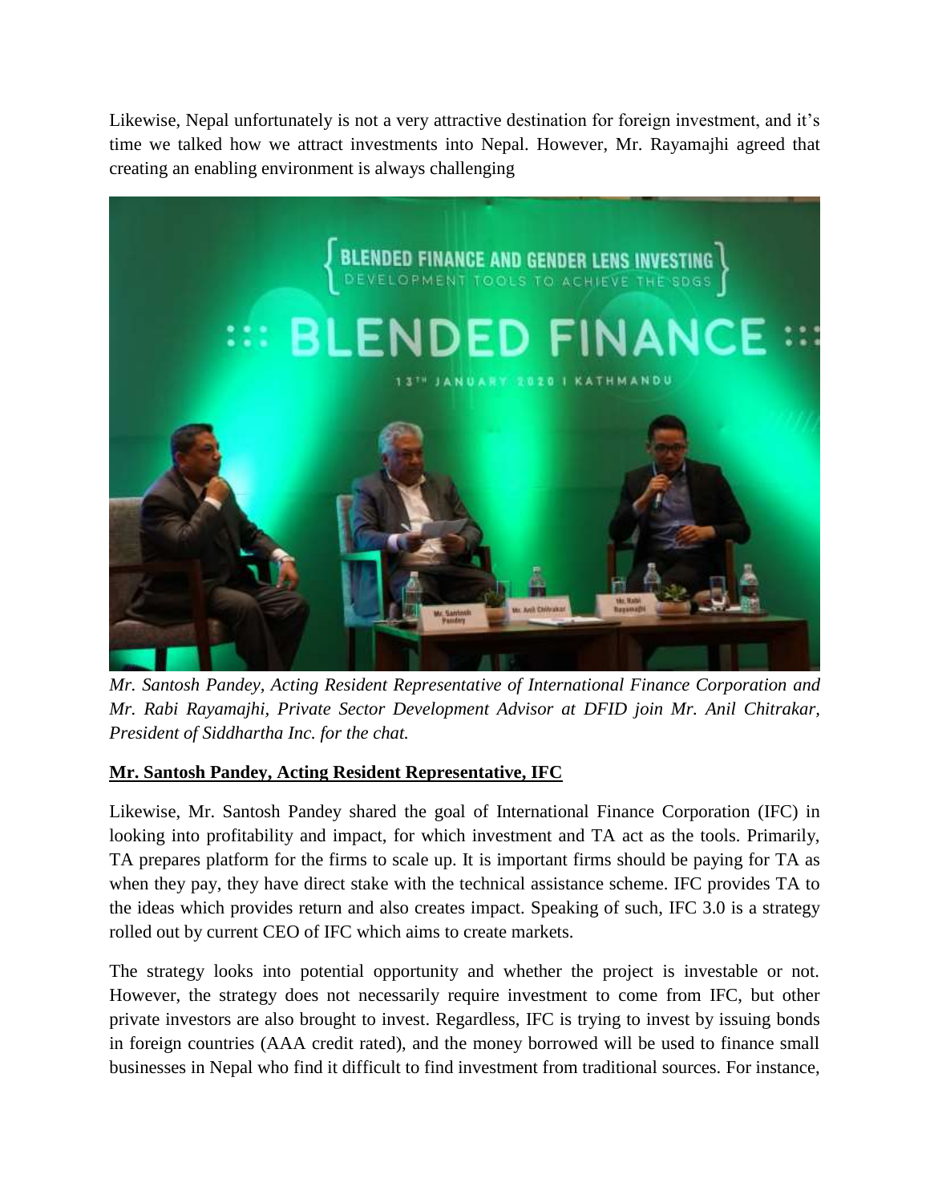Likewise, Nepal unfortunately is not a very attractive destination for foreign investment, and it's time we talked how we attract investments into Nepal. However, Mr. Rayamajhi agreed that creating an enabling environment is always challenging

*Mr. Santosh Pandey, Acting Resident Representative of International Finance Corporation and Mr. Rabi Rayamajhi, Private Sector Development Advisor at DFID join Mr. Anil Chitrakar, President of Siddhartha Inc. for the chat.*

**Mr. Santosh Pandey, Acting Resident Representative, IFC**

Likewise, Mr. Santosh Pandey shared the goal of International Finance Corporation (IFC) in looking into profitability and impact, for which investment and TA act as the tools. Primarily, TA prepares platform for the firms to scale up. It is important firms should be paying for TA as when they pay, they have direct stake with the technical assistance scheme. IFC provides TA to the ideas which provides return and also creates impact. Speaking of such, IFC 3.0 is a strategy rolled out by current CEO of IFC which aims to create markets.

The strategy looks into potential opportunity and whether the project is investable or not. However, the strategy does not necessarily require investment to come from IFC, but other private investors are also brought to invest. Regardless, IFC is trying to invest by issuing bonds in foreign countries (AAA credit rated), and the money borrowed will be used to finance small businesses in Nepal who find it difficult to find investment from traditional sources. For instance,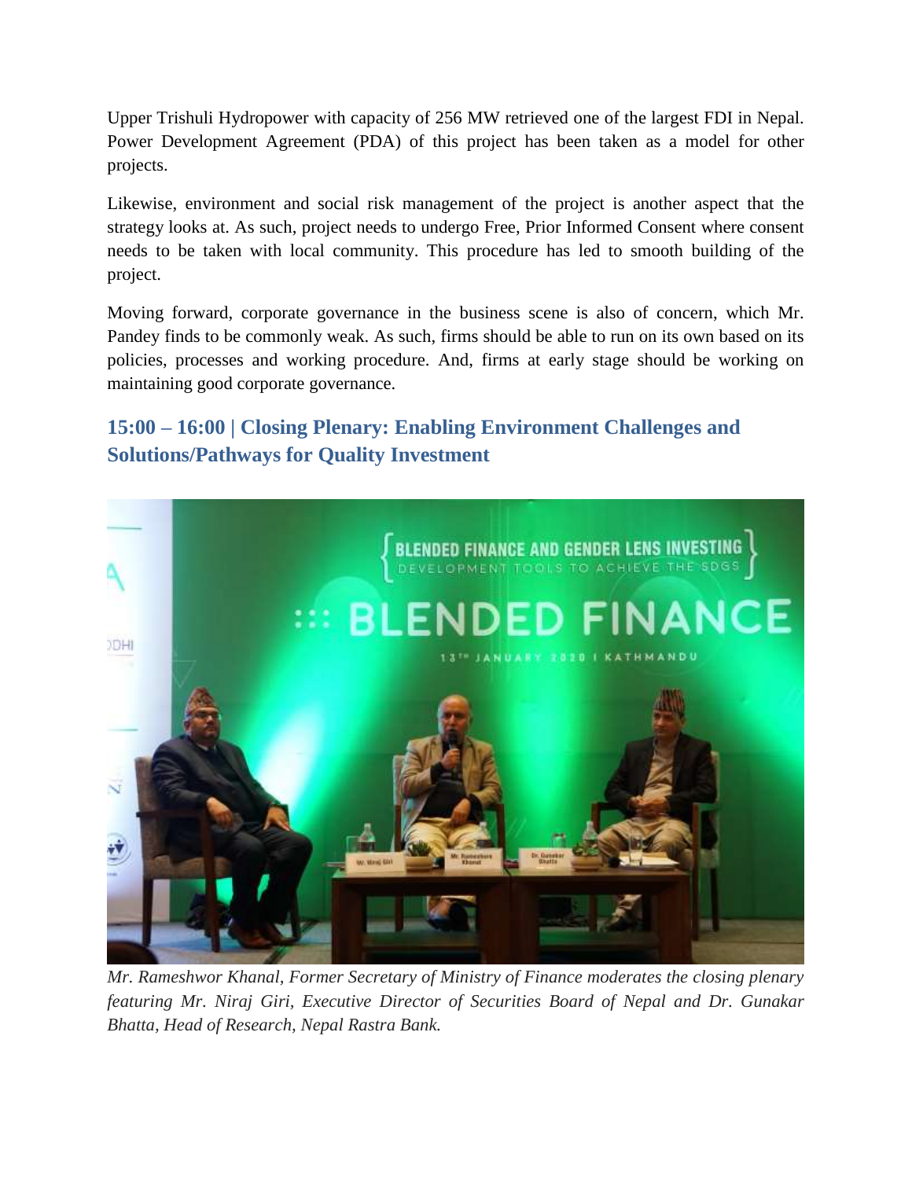Upper Trishuli Hydropower with capacity of 256 MW retrieved one of the largest FDI in Nepal. Power Development Agreement (PDA) of this project has been taken as a model for other projects.

Likewise, environment and social risk management of the project is another aspect that the strategy looks at. As such, project needs to undergo Free, Prior Informed Consent where consent needs to be taken with local community. This procedure has led to smooth building of the project.

Moving forward, corporate governance in the business scene is also of concern, which Mr. Pandey finds to be commonly weak. As such, firms should be able to run on its own based on its policies, processes and working procedure. And, firms at early stage should be working on maintaining good corporate governance.

## 15:00 – 16:00 | Closing Plenary: Enabling Environment Challenges and Solutions/Pathways for Quality Investment

*Mr. Rameshwor Khanal, Former Secretary of Ministry of Finance moderates the closing plenary featuring Mr. Niraj Giri, Executive Director of Securities Board of Nepal and Dr. Gunakar Bhatta, Head of Research, Nepal Rastra Bank.*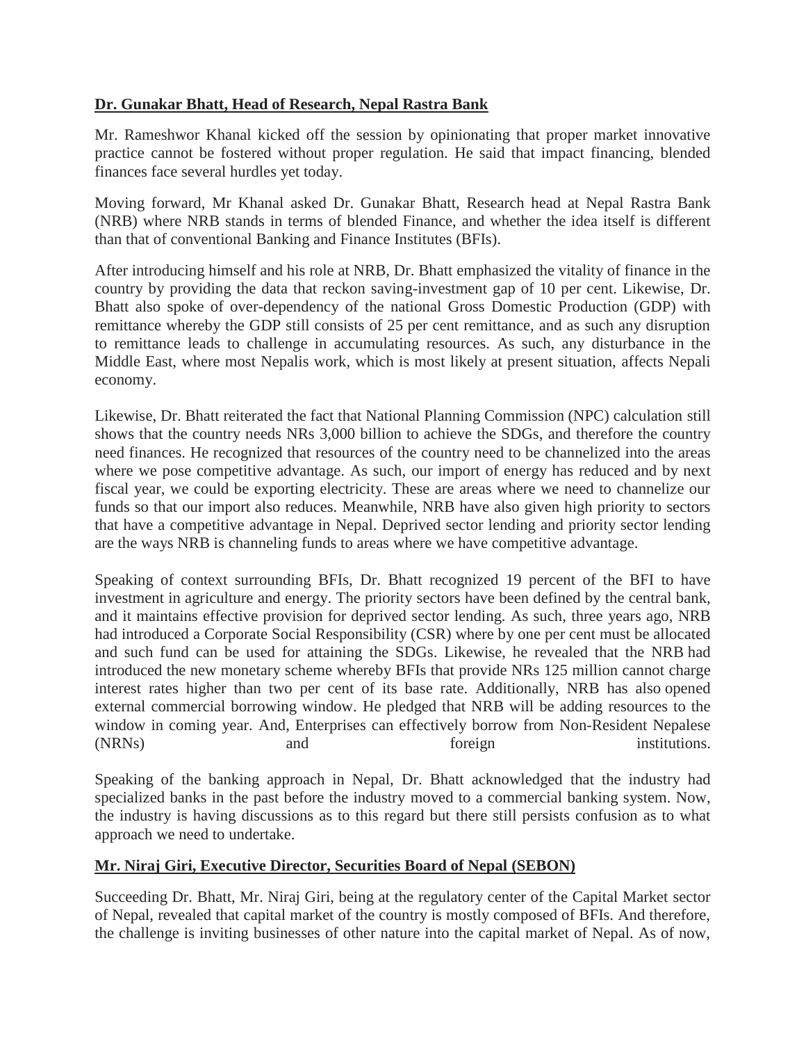**Dr. Gunakar Bhatt, Head of Research, Nepal Rastra Bank**

Mr. Rameshwor Khanal kicked off the session by opinionating that proper market innovative practice cannot be fostered without proper regulation. He said that impact financing, blended finances face several hurdles yet today.

Moving forward, Mr Khanal asked Dr. Gunakar Bhatt, Research head at Nepal Rastra Bank (NRB) where NRB stands in terms of blended Finance, and whether the idea itself is different than that of conventional Banking and Finance Institutes (BFIs).

After introducing himself and his role at NRB, Dr. Bhatt emphasized the vitality of finance in the country by providing the data that reckon saving-investment gap of 10 per cent. Likewise, Dr. Bhatt also spoke of over-dependency of the national Gross Domestic Production (GDP) with remittance whereby the GDP still consists of 25 per cent remittance, and as such any disruption to remittance leads to challenge in accumulating resources. As such, any disturbance in the Middle East, where most Nepalis work, which is most likely at present situation, affects Nepali economy.

Likewise, Dr. Bhatt reiterated the fact that National Planning Commission (NPC) calculation still shows that the country needs NRs 3,000 billion to achieve the SDGs, and therefore the country need finances. He recognized that resources of the country need to be channelized into the areas where we pose competitive advantage. As such, our import of energy has reduced and by next fiscal year, we could be exporting electricity. These are areas where we need to channelize our funds so that our import also reduces. Meanwhile, NRB have also given high priority to sectors that have a competitive advantage in Nepal. Deprived sector lending and priority sector lending are the ways NRB is channeling funds to areas where we have competitive advantage.

Speaking of context surrounding BFIs, Dr. Bhatt recognized 19 percent of the BFI to have investment in agriculture and energy. The priority sectors have been defined by the central bank, and it maintains effective provision for deprived sector lending. As such, three years ago, NRB had introduced a Corporate Social Responsibility (CSR) where by one per cent must be allocated and such fund can be used for attaining the SDGs. Likewise, he revealed that the NRB had introduced the new monetary scheme whereby BFIs that provide NRs 125 million cannot charge interest rates higher than two per cent of its base rate. Additionally, NRB has also opened external commercial borrowing window. He pledged that NRB will be adding resources to the window in coming year. And, Enterprises can effectively borrow from Non-Resident Nepalese (NRNs) and foreign institutions.

Speaking of the banking approach in Nepal, Dr. Bhatt acknowledged that the industry had specialized banks in the past before the industry moved to a commercial banking system. Now, the industry is having discussions as to this regard but there still persists confusion as to what approach we need to undertake.

**Mr. Niraj Giri, Executive Director, Securities Board of Nepal (SEBON)**

Succeeding Dr. Bhatt, Mr. Niraj Giri, being at the regulatory center of the Capital Market sector of Nepal, revealed that capital market of the country is mostly composed of BFIs. And therefore, the challenge is inviting businesses of other nature into the capital market of Nepal. As of now,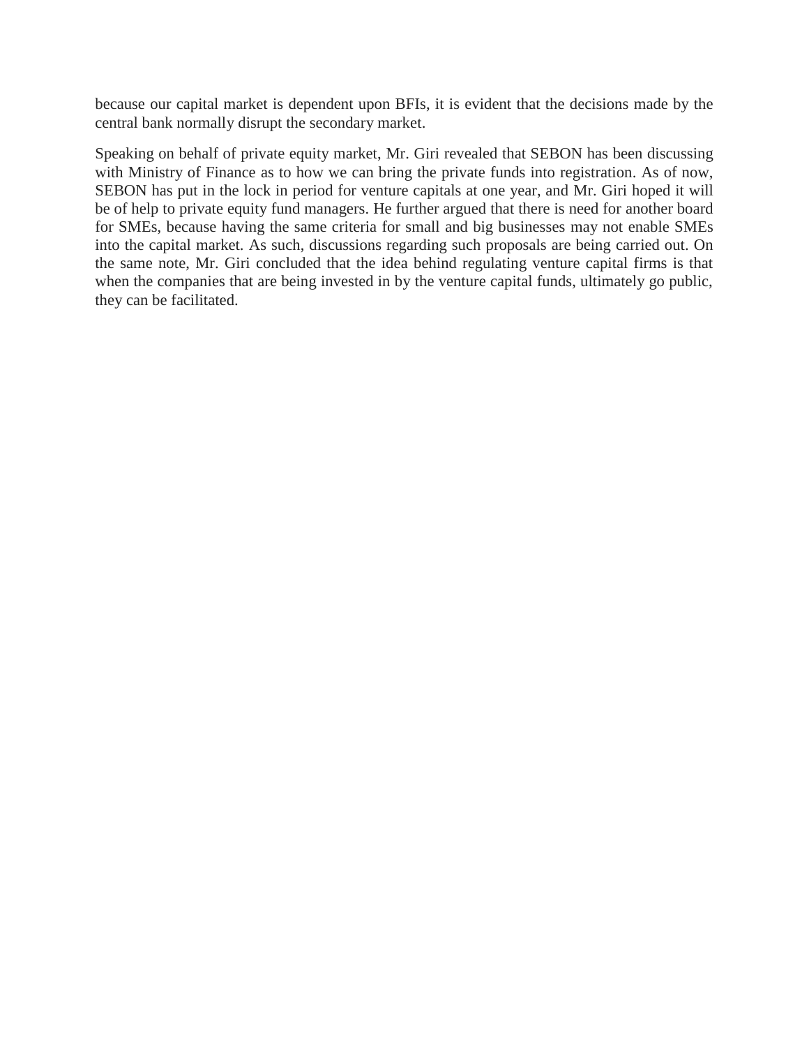because our capital market is dependent upon BFIs, it is evident that the decisions made by the central bank normally disrupt the secondary market.

Speaking on behalf of private equity market, Mr. Giri revealed that SEBON has been discussing with Ministry of Finance as to how we can bring the private funds into registration. As of now, SEBON has put in the lock in period for venture capitals at one year, and Mr. Giri hoped it will be of help to private equity fund managers. He further argued that there is need for another board for SMEs, because having the same criteria for small and big businesses may not enable SMEs into the capital market. As such, discussions regarding such proposals are being carried out. On the same note, Mr. Giri concluded that the idea behind regulating venture capital firms is that when the companies that are being invested in by the venture capital funds, ultimately go public, they can be facilitated.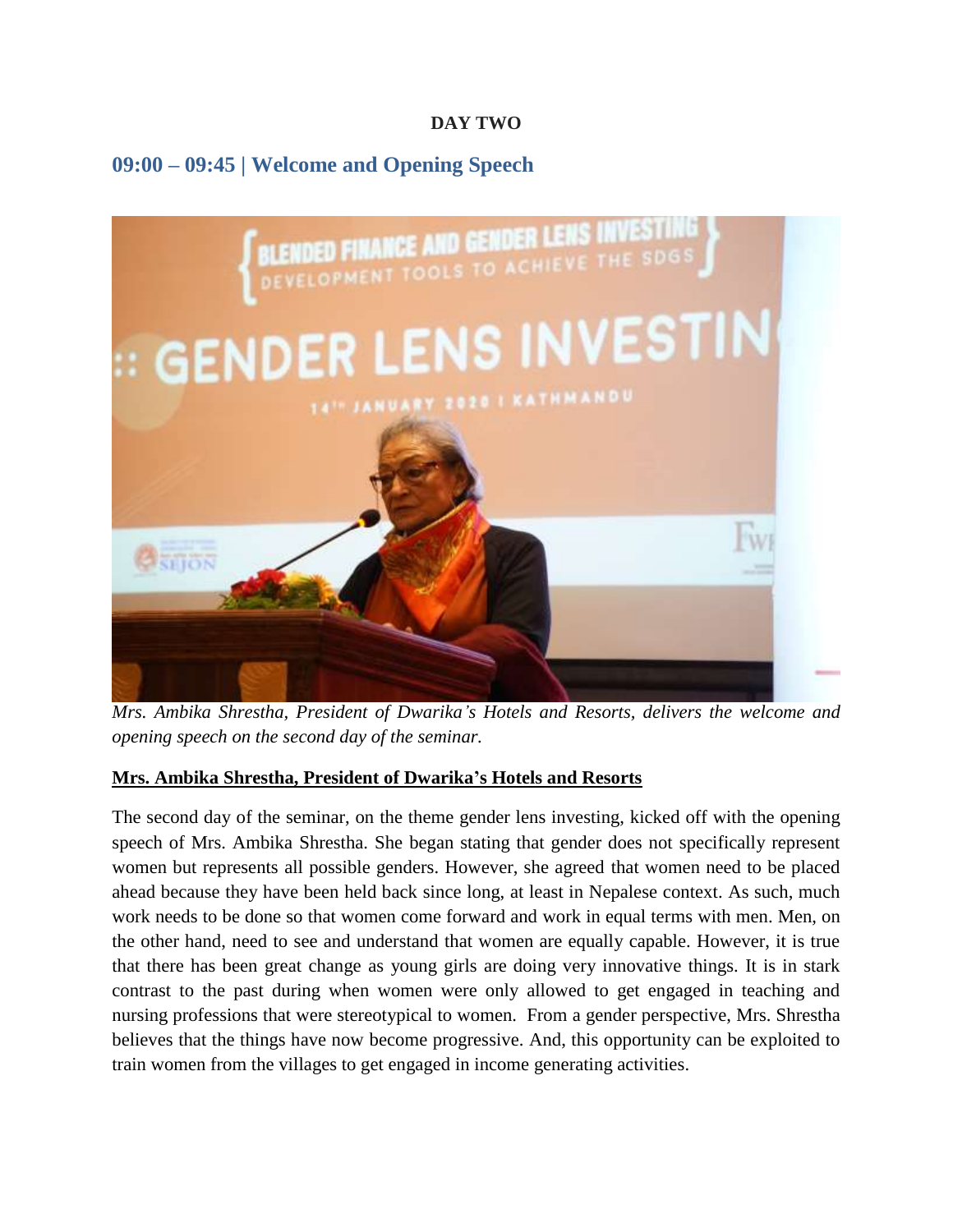**DAY TWO**

## 09:00 – 09:45 | Welcome and Opening Speech

*Mrs. Ambika Shrestha, President of Dwarika's Hotels and Resorts, delivers the welcome and opening speech on the second day of the seminar.*

**Mrs. Ambika Shrestha, President of Dwarika's Hotels and Resorts**

The second day of the seminar, on the theme gender lens investing, kicked off with the opening speech of Mrs. Ambika Shrestha. She began stating that gender does not specifically represent women but represents all possible genders. However, she agreed that women need to be placed ahead because they have been held back since long, at least in Nepalese context. As such, much work needs to be done so that women come forward and work in equal terms with men. Men, on the other hand, need to see and understand that women are equally capable. However, it is true that there has been great change as young girls are doing very innovative things. It is in stark contrast to the past during when women were only allowed to get engaged in teaching and nursing professions that were stereotypical to women. From a gender perspective, Mrs. Shrestha believes that the things have now become progressive. And, this opportunity can be exploited to train women from the villages to get engaged in income generating activities.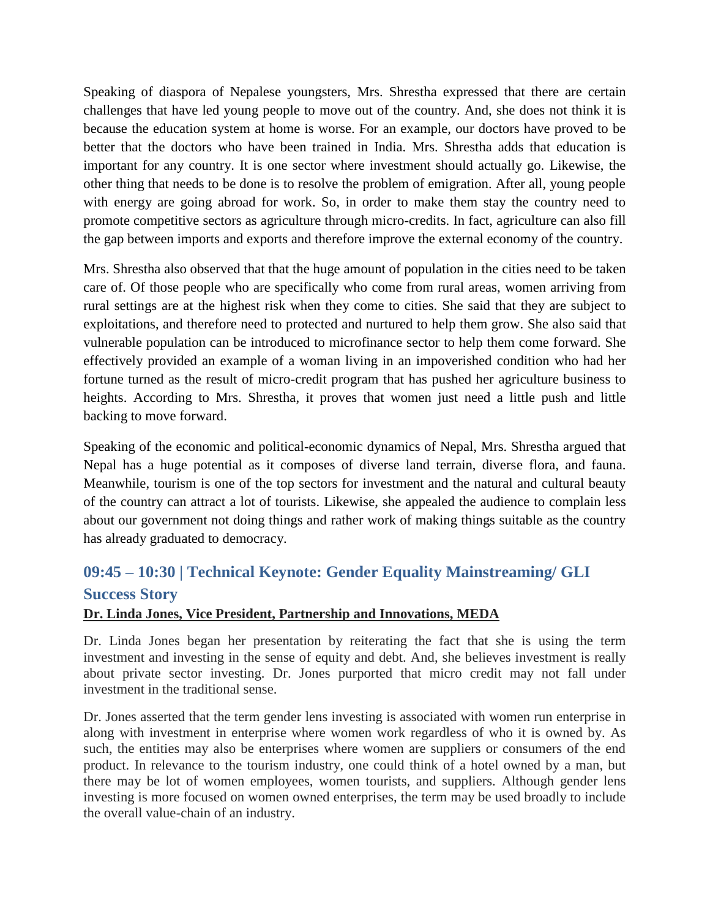Speaking of diaspora of Nepalese youngsters, Mrs. Shrestha expressed that there are certain challenges that have led young people to move out of the country. And, she does not think it is because the education system at home is worse. For an example, our doctors have proved to be better that the doctors who have been trained in India. Mrs. Shrestha adds that education is important for any country. It is one sector where investment should actually go. Likewise, the other thing that needs to be done is to resolve the problem of emigration. After all, young people with energy are going abroad for work. So, in order to make them stay the country need to promote competitive sectors as agriculture through micro-credits. In fact, agriculture can also fill the gap between imports and exports and therefore improve the external economy of the country.

Mrs. Shrestha also observed that that the huge amount of population in the cities need to be taken care of. Of those people who are specifically who come from rural areas, women arriving from rural settings are at the highest risk when they come to cities. She said that they are subject to exploitations, and therefore need to protected and nurtured to help them grow. She also said that vulnerable population can be introduced to microfinance sector to help them come forward. She effectively provided an example of a woman living in an impoverished condition who had her fortune turned as the result of micro-credit program that has pushed her agriculture business to heights. According to Mrs. Shrestha, it proves that women just need a little push and little backing to move forward.

Speaking of the economic and political-economic dynamics of Nepal, Mrs. Shrestha argued that Nepal has a huge potential as it composes of diverse land terrain, diverse flora, and fauna. Meanwhile, tourism is one of the top sectors for investment and the natural and cultural beauty of the country can attract a lot of tourists. Likewise, she appealed the audience to complain less about our government not doing things and rather work of making things suitable as the country has already graduated to democracy.

## 09:45 – 10:30 | Technical Keynote: Gender Equality Mainstreaming/ GLI Success Story

**Dr. Linda Jones, Vice President, Partnership and Innovations, MEDA**

Dr. Linda Jones began her presentation by reiterating the fact that she is using the term investment and investing in the sense of equity and debt. And, she believes investment is really about private sector investing. Dr. Jones purported that micro credit may not fall under investment in the traditional sense.

Dr. Jones asserted that the term gender lens investing is associated with women run enterprise in along with investment in enterprise where women work regardless of who it is owned by. As such, the entities may also be enterprises where women are suppliers or consumers of the end product. In relevance to the tourism industry, one could think of a hotel owned by a man, but there may be lot of women employees, women tourists, and suppliers. Although gender lens investing is more focused on women owned enterprises, the term may be used broadly to include the overall value-chain of an industry.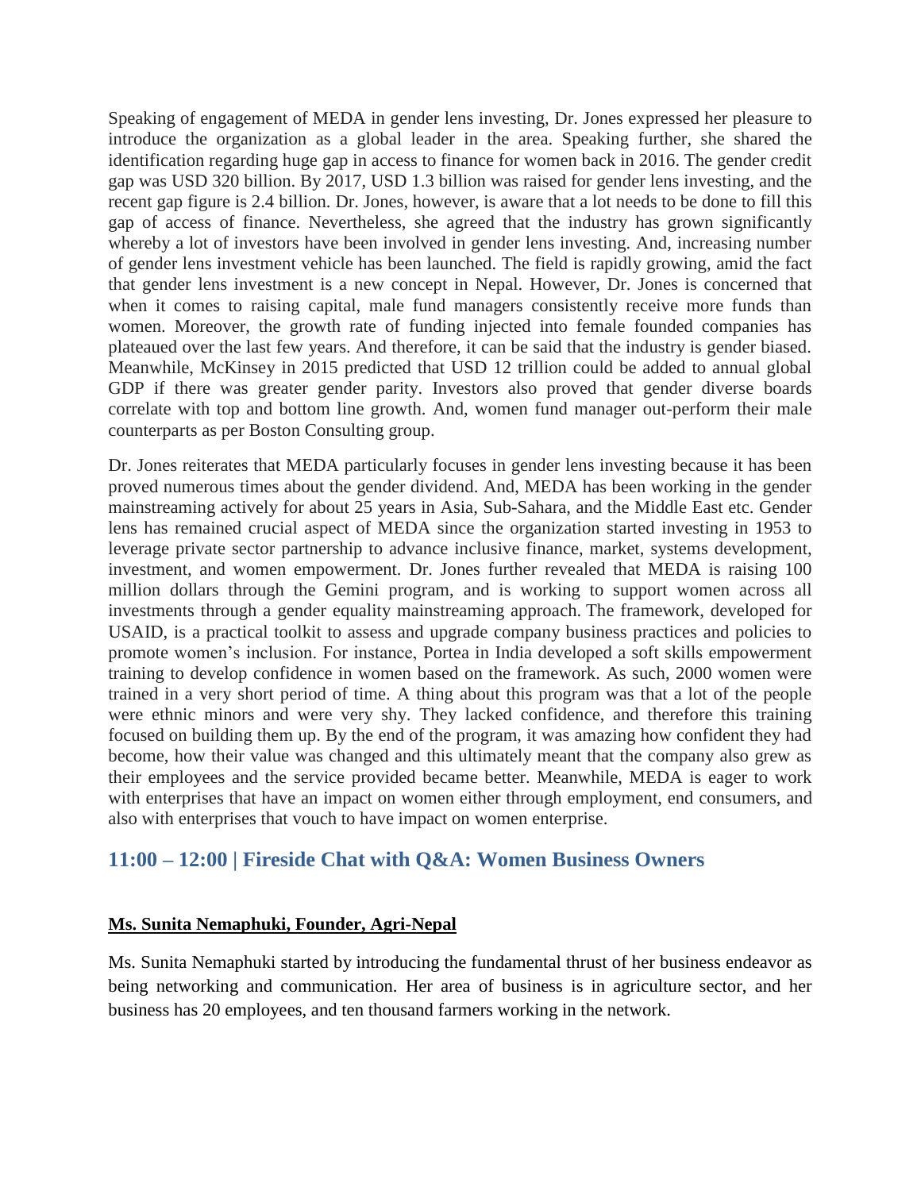Speaking of engagement of MEDA in gender lens investing, Dr. Jones expressed her pleasure to introduce the organization as a global leader in the area. Speaking further, she shared the identification regarding huge gap in access to finance for women back in 2016. The gender credit gap was USD 320 billion. By 2017, USD 1.3 billion was raised for gender lens investing, and the recent gap figure is 2.4 billion. Dr. Jones, however, is aware that a lot needs to be done to fill this gap of access of finance. Nevertheless, she agreed that the industry has grown significantly whereby a lot of investors have been involved in gender lens investing. And, increasing number of gender lens investment vehicle has been launched. The field is rapidly growing, amid the fact that gender lens investment is a new concept in Nepal. However, Dr. Jones is concerned that when it comes to raising capital, male fund managers consistently receive more funds than women. Moreover, the growth rate of funding injected into female founded companies has plateaued over the last few years. And therefore, it can be said that the industry is gender biased. Meanwhile, McKinsey in 2015 predicted that USD 12 trillion could be added to annual global GDP if there was greater gender parity. Investors also proved that gender diverse boards correlate with top and bottom line growth. And, women fund manager out-perform their male counterparts as per Boston Consulting group.

Dr. Jones reiterates that MEDA particularly focuses in gender lens investing because it has been proved numerous times about the gender dividend. And, MEDA has been working in the gender mainstreaming actively for about 25 years in Asia, Sub-Sahara, and the Middle East etc. Gender lens has remained crucial aspect of MEDA since the organization started investing in 1953 to leverage private sector partnership to advance inclusive finance, market, systems development, investment, and women empowerment. Dr. Jones further revealed that MEDA is raising 100 million dollars through the Gemini program, and is working to support women across all investments through a gender equality mainstreaming approach. The framework, developed for USAID, is a practical toolkit to assess and upgrade company business practices and policies to promote women's inclusion. For instance, Portea in India developed a soft skills empowerment training to develop confidence in women based on the framework. As such, 2000 women were trained in a very short period of time. A thing about this program was that a lot of the people were ethnic minors and were very shy. They lacked confidence, and therefore this training focused on building them up. By the end of the program, it was amazing how confident they had become, how their value was changed and this ultimately meant that the company also grew as their employees and the service provided became better. Meanwhile, MEDA is eager to work with enterprises that have an impact on women either through employment, end consumers, and also with enterprises that vouch to have impact on women enterprise.

## 11:00 – 12:00 | Fireside Chat with Q&A: Women Business Owners

**Ms. Sunita Nemaphuki, Founder, Agri-Nepal**

Ms. Sunita Nemaphuki started by introducing the fundamental thrust of her business endeavor as being networking and communication. Her area of business is in agriculture sector, and her business has 20 employees, and ten thousand farmers working in the network.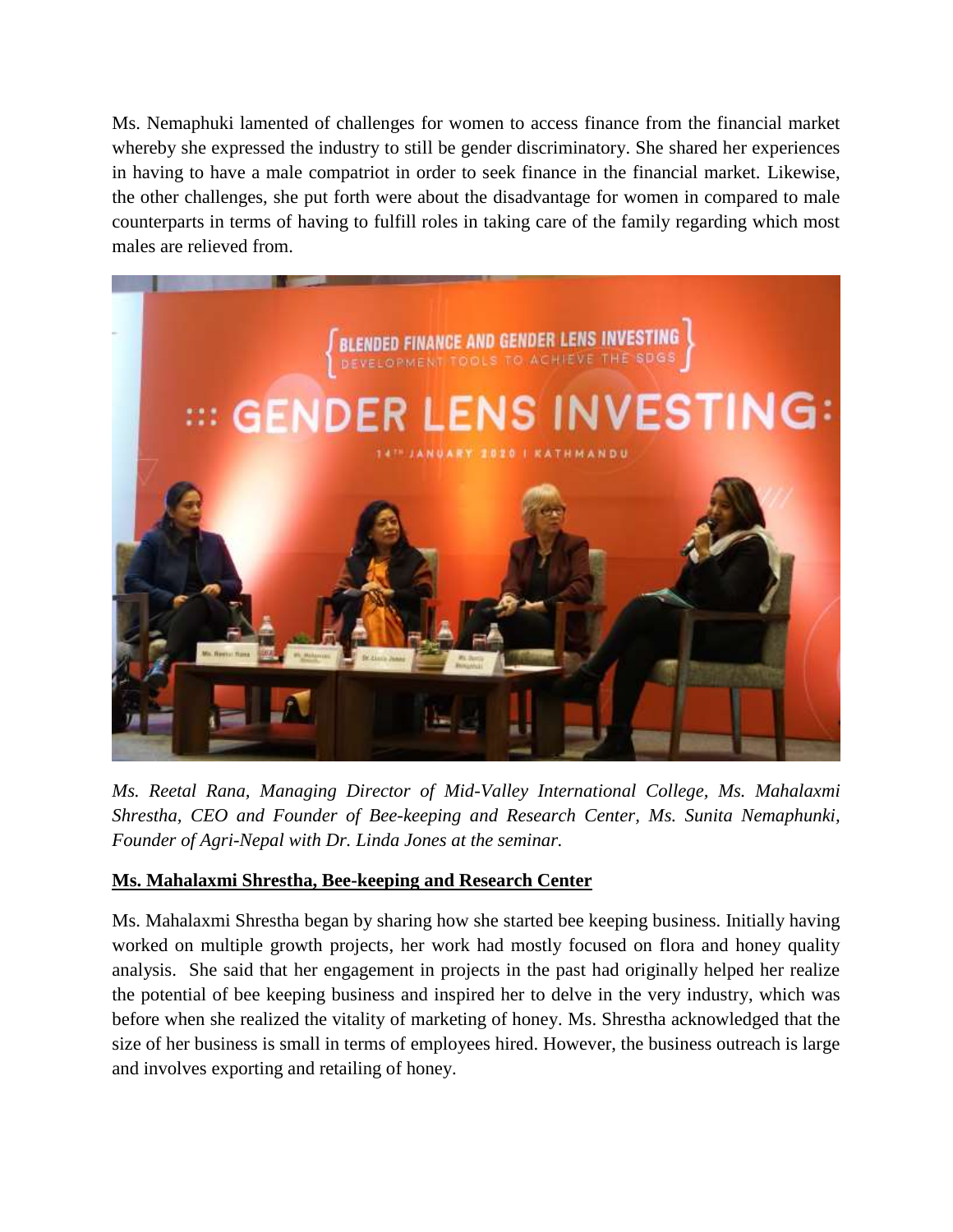Ms. Nemaphuki lamented of challenges for women to access finance from the financial market whereby she expressed the industry to still be gender discriminatory. She shared her experiences in having to have a male compatriot in order to seek finance in the financial market. Likewise, the other challenges, she put forth were about the disadvantage for women in compared to male counterparts in terms of having to fulfill roles in taking care of the family regarding which most males are relieved from.

*Ms. Reetal Rana, Managing Director of Mid-Valley International College, Ms. Mahalaxmi Shrestha, CEO and Founder of Bee-keeping and Research Center, Ms. Sunita Nemaphunki, Founder of Agri-Nepal with Dr. Linda Jones at the seminar.*

**Ms. Mahalaxmi Shrestha, Bee-keeping and Research Center**

Ms. Mahalaxmi Shrestha began by sharing how she started bee keeping business. Initially having worked on multiple growth projects, her work had mostly focused on flora and honey quality analysis. She said that her engagement in projects in the past had originally helped her realize the potential of bee keeping business and inspired her to delve in the very industry, which was before when she realized the vitality of marketing of honey. Ms. Shrestha acknowledged that the size of her business is small in terms of employees hired. However, the business outreach is large and involves exporting and retailing of honey.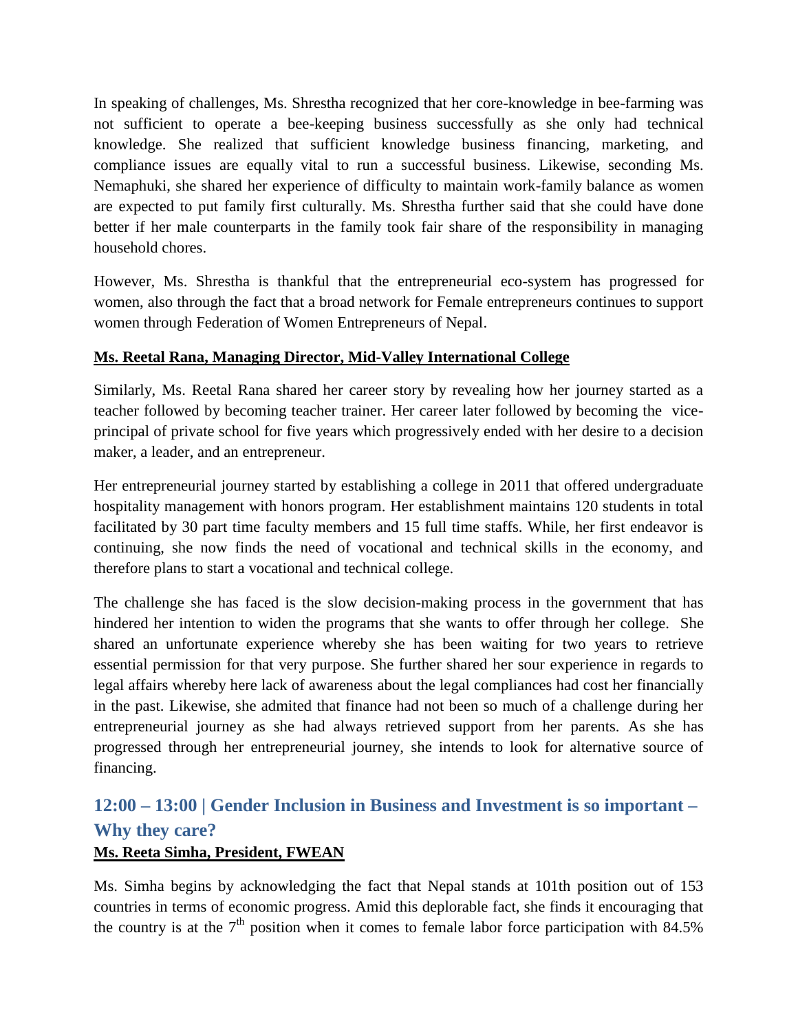In speaking of challenges, Ms. Shrestha recognized that her core-knowledge in bee-farming was not sufficient to operate a bee-keeping business successfully as she only had technical knowledge. She realized that sufficient knowledge business financing, marketing, and compliance issues are equally vital to run a successful business. Likewise, seconding Ms. Nemaphuki, she shared her experience of difficulty to maintain work-family balance as women are expected to put family first culturally. Ms. Shrestha further said that she could have done better if her male counterparts in the family took fair share of the responsibility in managing household chores.

However, Ms. Shrestha is thankful that the entrepreneurial eco-system has progressed for women, also through the fact that a broad network for Female entrepreneurs continues to support women through Federation of Women Entrepreneurs of Nepal.

**Ms. Reetal Rana, Managing Director, Mid-Valley International College**

Similarly, Ms. Reetal Rana shared her career story by revealing how her journey started as a teacher followed by becoming teacher trainer. Her career later followed by becoming the vice-principal of private school for five years which progressively ended with her desire to a decision maker, a leader, and an entrepreneur.

Her entrepreneurial journey started by establishing a college in 2011 that offered undergraduate hospitality management with honors program. Her establishment maintains 120 students in total facilitated by 30 part time faculty members and 15 full time staffs. While, her first endeavor is continuing, she now finds the need of vocational and technical skills in the economy, and therefore plans to start a vocational and technical college.

The challenge she has faced is the slow decision-making process in the government that has hindered her intention to widen the programs that she wants to offer through her college. She shared an unfortunate experience whereby she has been waiting for two years to retrieve essential permission for that very purpose. She further shared her sour experience in regards to legal affairs whereby here lack of awareness about the legal compliances had cost her financially in the past. Likewise, she admited that finance had not been so much of a challenge during her entrepreneurial journey as she had always retrieved support from her parents. As she has progressed through her entrepreneurial journey, she intends to look for alternative source of financing.

## 12:00 – 13:00 | Gender Inclusion in Business and Investment is so important – Why they care?

**Ms. Reeta Simha, President, FWEAN**

Ms. Simha begins by acknowledging the fact that Nepal stands at 101th position out of 153 countries in terms of economic progress. Amid this deplorable fact, she finds it encouraging that the country is at the 7th position when it comes to female labor force participation with 84.5%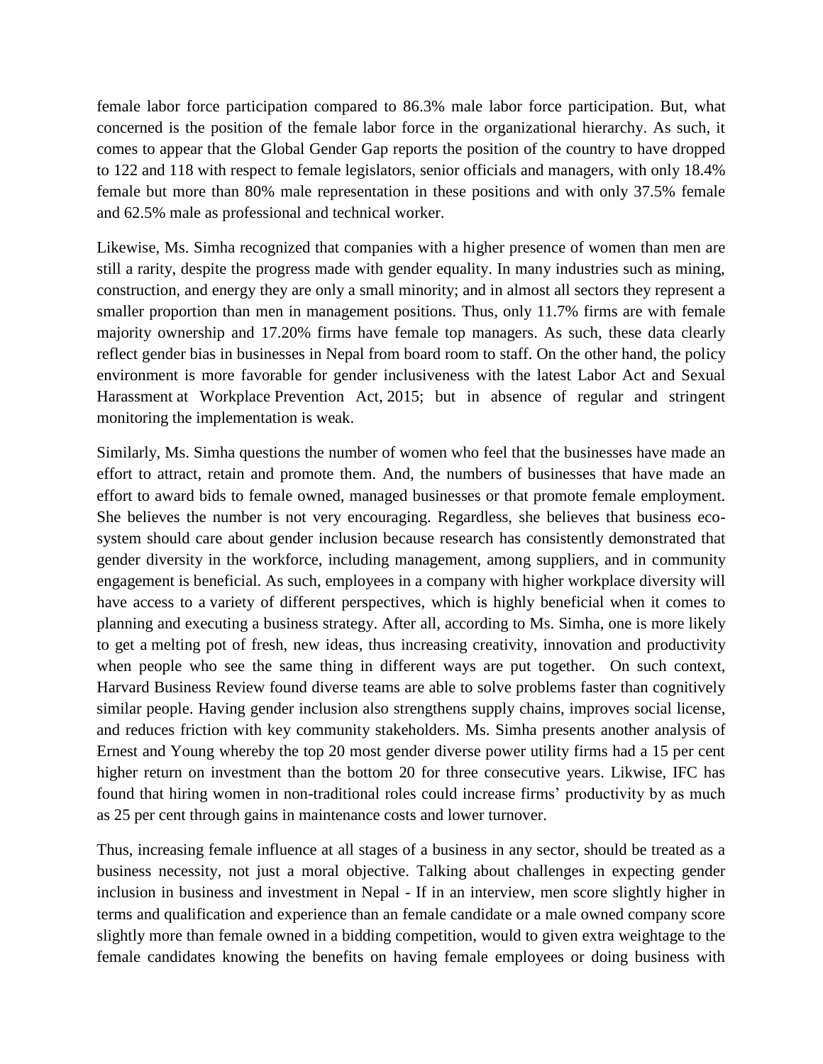female labor force participation compared to 86.3% male labor force participation. But, what concerned is the position of the female labor force in the organizational hierarchy. As such, it comes to appear that the Global Gender Gap reports the position of the country to have dropped to 122 and 118 with respect to female legislators, senior officials and managers, with only 18.4% female but more than 80% male representation in these positions and with only 37.5% female and 62.5% male as professional and technical worker.

Likewise, Ms. Simha recognized that companies with a higher presence of women than men are still a rarity, despite the progress made with gender equality. In many industries such as mining, construction, and energy they are only a small minority; and in almost all sectors they represent a smaller proportion than men in management positions. Thus, only 11.7% firms are with female majority ownership and 17.20% firms have female top managers. As such, these data clearly reflect gender bias in businesses in Nepal from board room to staff. On the other hand, the policy environment is more favorable for gender inclusiveness with the latest Labor Act and Sexual Harassment at Workplace Prevention Act, 2015; but in absence of regular and stringent monitoring the implementation is weak.

Similarly, Ms. Simha questions the number of women who feel that the businesses have made an effort to attract, retain and promote them. And, the numbers of businesses that have made an effort to award bids to female owned, managed businesses or that promote female employment. She believes the number is not very encouraging. Regardless, she believes that business eco-system should care about gender inclusion because research has consistently demonstrated that gender diversity in the workforce, including management, among suppliers, and in community engagement is beneficial. As such, employees in a company with higher workplace diversity will have access to a variety of different perspectives, which is highly beneficial when it comes to planning and executing a business strategy. After all, according to Ms. Simha, one is more likely to get a melting pot of fresh, new ideas, thus increasing creativity, innovation and productivity when people who see the same thing in different ways are put together. On such context, Harvard Business Review found diverse teams are able to solve problems faster than cognitively similar people. Having gender inclusion also strengthens supply chains, improves social license, and reduces friction with key community stakeholders. Ms. Simha presents another analysis of Ernest and Young whereby the top 20 most gender diverse power utility firms had a 15 per cent higher return on investment than the bottom 20 for three consecutive years. Likwise, IFC has found that hiring women in non-traditional roles could increase firms' productivity by as much as 25 per cent through gains in maintenance costs and lower turnover.

Thus, increasing female influence at all stages of a business in any sector, should be treated as a business necessity, not just a moral objective. Talking about challenges in expecting gender inclusion in business and investment in Nepal - If in an interview, men score slightly higher in terms and qualification and experience than an female candidate or a male owned company score slightly more than female owned in a bidding competition, would to given extra weightage to the female candidates knowing the benefits on having female employees or doing business with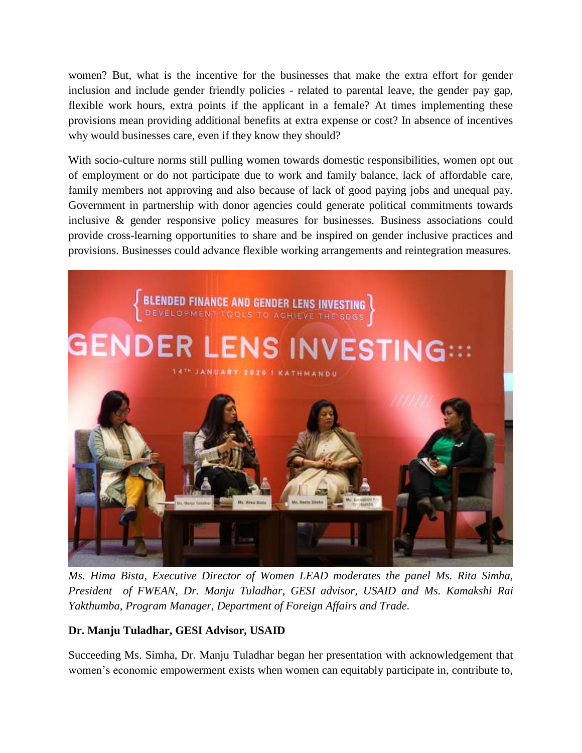women? But, what is the incentive for the businesses that make the extra effort for gender inclusion and include gender friendly policies - related to parental leave, the gender pay gap, flexible work hours, extra points if the applicant in a female? At times implementing these provisions mean providing additional benefits at extra expense or cost? In absence of incentives why would businesses care, even if they know they should?

With socio-culture norms still pulling women towards domestic responsibilities, women opt out of employment or do not participate due to work and family balance, lack of affordable care, family members not approving and also because of lack of good paying jobs and unequal pay. Government in partnership with donor agencies could generate political commitments towards inclusive & gender responsive policy measures for businesses. Business associations could provide cross-learning opportunities to share and be inspired on gender inclusive practices and provisions. Businesses could advance flexible working arrangements and reintegration measures.

*Ms. Hima Bista, Executive Director of Women LEAD moderates the panel Ms. Rita Simha, President of FWEAN, Dr. Manju Tuladhar, GESI advisor, USAID and Ms. Kamakshi Rai Yakthumba, Program Manager, Department of Foreign Affairs and Trade.*

**Dr. Manju Tuladhar, GESI Advisor, USAID**

Succeeding Ms. Simha, Dr. Manju Tuladhar began her presentation with acknowledgement that women's economic empowerment exists when women can equitably participate in, contribute to,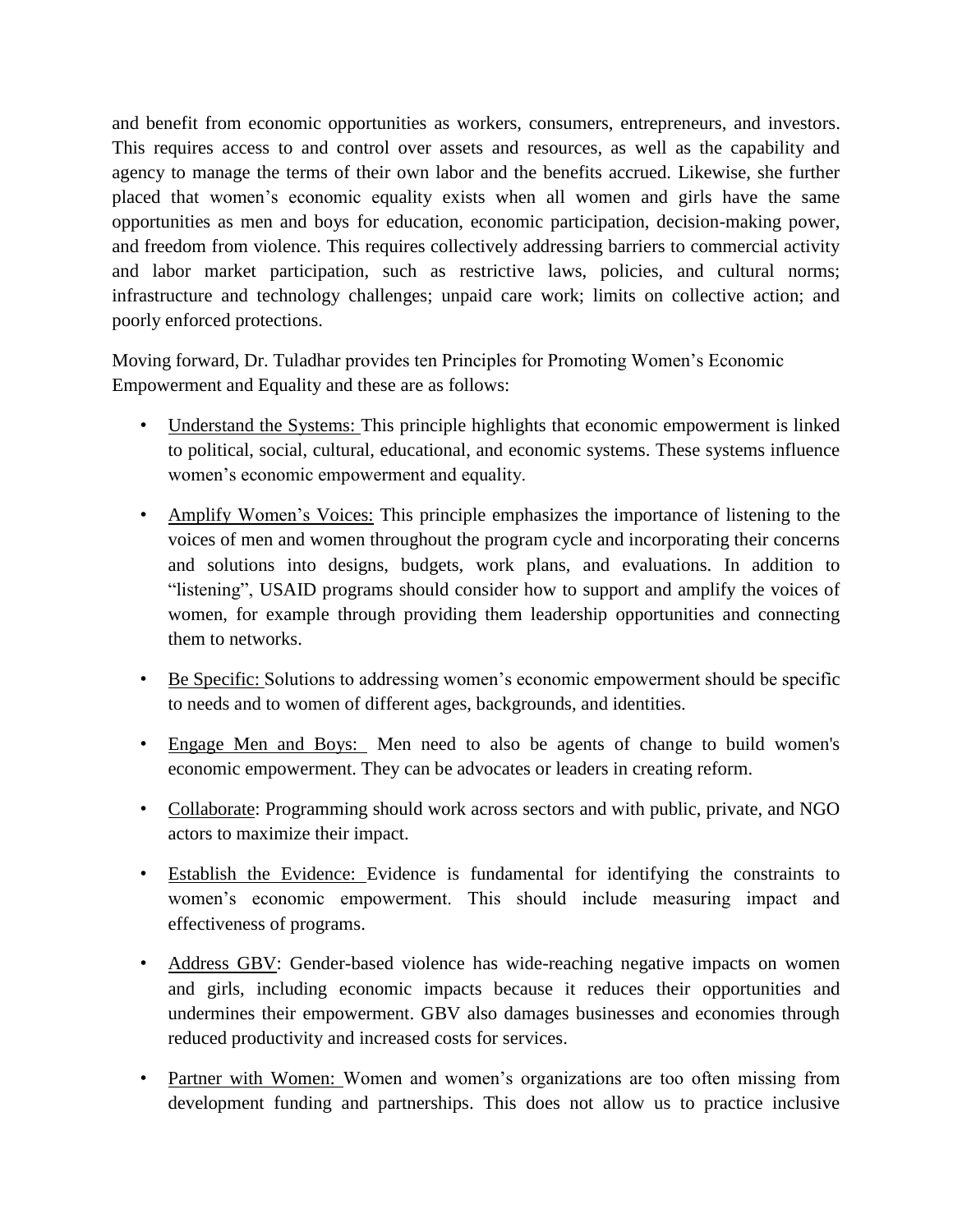and benefit from economic opportunities as workers, consumers, entrepreneurs, and investors. This requires access to and control over assets and resources, as well as the capability and agency to manage the terms of their own labor and the benefits accrued. Likewise, she further placed that women's economic equality exists when all women and girls have the same opportunities as men and boys for education, economic participation, decision-making power, and freedom from violence. This requires collectively addressing barriers to commercial activity and labor market participation, such as restrictive laws, policies, and cultural norms; infrastructure and technology challenges; unpaid care work; limits on collective action; and poorly enforced protections.

Moving forward, Dr. Tuladhar provides ten Principles for Promoting Women's Economic Empowerment and Equality and these are as follows:

- Understand the Systems: This principle highlights that economic empowerment is linked to political, social, cultural, educational, and economic systems. These systems influence women's economic empowerment and equality.
- Amplify Women's Voices: This principle emphasizes the importance of listening to the voices of men and women throughout the program cycle and incorporating their concerns and solutions into designs, budgets, work plans, and evaluations. In addition to "listening", USAID programs should consider how to support and amplify the voices of women, for example through providing them leadership opportunities and connecting them to networks.
- Be Specific: Solutions to addressing women's economic empowerment should be specific to needs and to women of different ages, backgrounds, and identities.
- Engage Men and Boys: Men need to also be agents of change to build women's economic empowerment. They can be advocates or leaders in creating reform.
- Collaborate: Programming should work across sectors and with public, private, and NGO actors to maximize their impact.
- Establish the Evidence: Evidence is fundamental for identifying the constraints to women's economic empowerment. This should include measuring impact and effectiveness of programs.
- Address GBV: Gender-based violence has wide-reaching negative impacts on women and girls, including economic impacts because it reduces their opportunities and undermines their empowerment. GBV also damages businesses and economies through reduced productivity and increased costs for services.
- Partner with Women: Women and women's organizations are too often missing from development funding and partnerships. This does not allow us to practice inclusive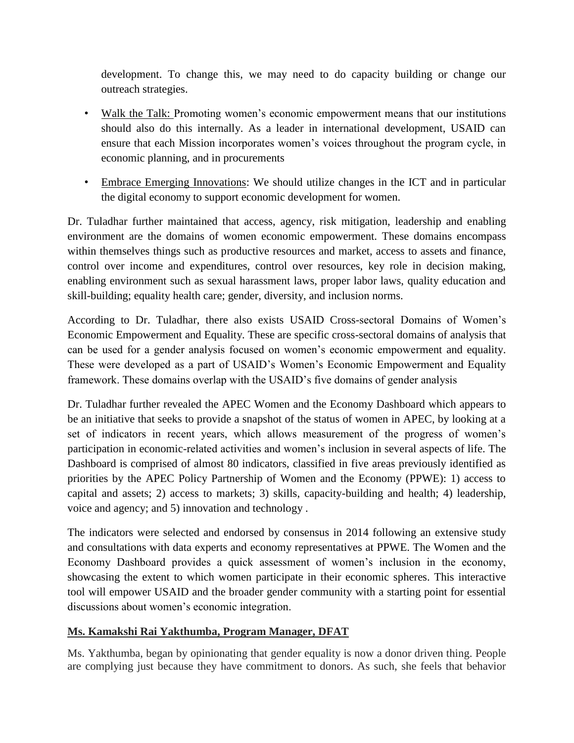development. To change this, we may need to do capacity building or change our outreach strategies.

- Walk the Talk: Promoting women's economic empowerment means that our institutions should also do this internally. As a leader in international development, USAID can ensure that each Mission incorporates women's voices throughout the program cycle, in economic planning, and in procurements
- Embrace Emerging Innovations: We should utilize changes in the ICT and in particular the digital economy to support economic development for women.

Dr. Tuladhar further maintained that access, agency, risk mitigation, leadership and enabling environment are the domains of women economic empowerment. These domains encompass within themselves things such as productive resources and market, access to assets and finance, control over income and expenditures, control over resources, key role in decision making, enabling environment such as sexual harassment laws, proper labor laws, quality education and skill-building; equality health care; gender, diversity, and inclusion norms.

According to Dr. Tuladhar, there also exists USAID Cross-sectoral Domains of Women's Economic Empowerment and Equality. These are specific cross-sectoral domains of analysis that can be used for a gender analysis focused on women's economic empowerment and equality. These were developed as a part of USAID's Women's Economic Empowerment and Equality framework. These domains overlap with the USAID's five domains of gender analysis

Dr. Tuladhar further revealed the APEC Women and the Economy Dashboard which appears to be an initiative that seeks to provide a snapshot of the status of women in APEC, by looking at a set of indicators in recent years, which allows measurement of the progress of women's participation in economic-related activities and women's inclusion in several aspects of life. The Dashboard is comprised of almost 80 indicators, classified in five areas previously identified as priorities by the APEC Policy Partnership of Women and the Economy (PPWE): 1) access to capital and assets; 2) access to markets; 3) skills, capacity-building and health; 4) leadership, voice and agency; and 5) innovation and technology .

The indicators were selected and endorsed by consensus in 2014 following an extensive study and consultations with data experts and economy representatives at PPWE. The Women and the Economy Dashboard provides a quick assessment of women's inclusion in the economy, showcasing the extent to which women participate in their economic spheres. This interactive tool will empower USAID and the broader gender community with a starting point for essential discussions about women's economic integration.

**Ms. Kamakshi Rai Yakthumba, Program Manager, DFAT**

Ms. Yakthumba, began by opinionating that gender equality is now a donor driven thing. People are complying just because they have commitment to donors. As such, she feels that behavior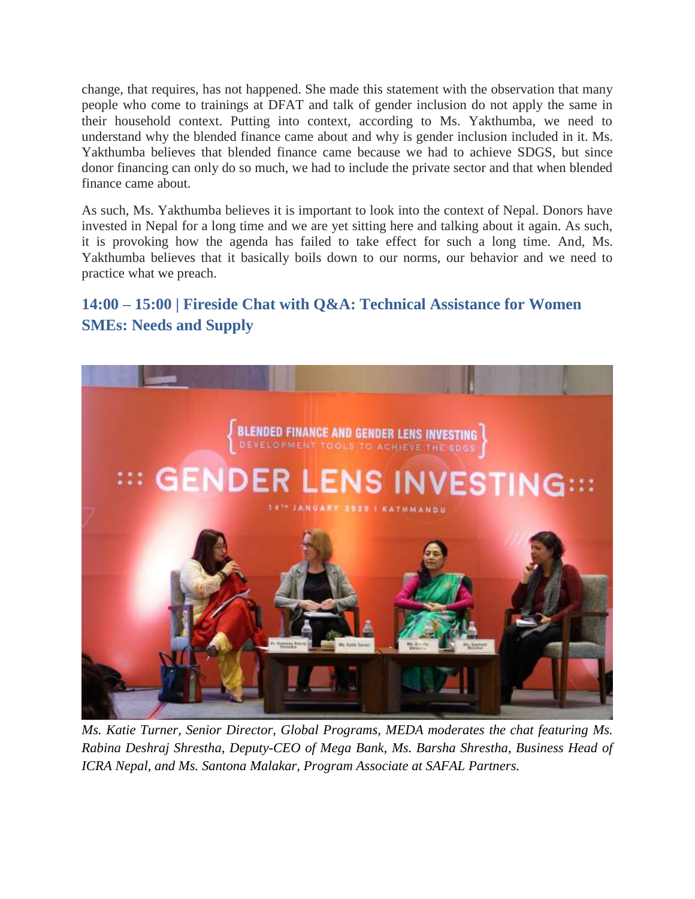change, that requires, has not happened. She made this statement with the observation that many people who come to trainings at DFAT and talk of gender inclusion do not apply the same in their household context. Putting into context, according to Ms. Yakthumba, we need to understand why the blended finance came about and why is gender inclusion included in it. Ms. Yakthumba believes that blended finance came because we had to achieve SDGS, but since donor financing can only do so much, we had to include the private sector and that when blended finance came about.

As such, Ms. Yakthumba believes it is important to look into the context of Nepal. Donors have invested in Nepal for a long time and we are yet sitting here and talking about it again. As such, it is provoking how the agenda has failed to take effect for such a long time. And, Ms. Yakthumba believes that it basically boils down to our norms, our behavior and we need to practice what we preach.

## 14:00 – 15:00 | Fireside Chat with Q&A: Technical Assistance for Women SMEs: Needs and Supply

*Ms. Katie Turner, Senior Director, Global Programs, MEDA moderates the chat featuring Ms. Rabina Deshraj Shrestha, Deputy-CEO of Mega Bank, Ms. Barsha Shrestha, Business Head of ICRA Nepal, and Ms. Santona Malakar, Program Associate at SAFAL Partners.*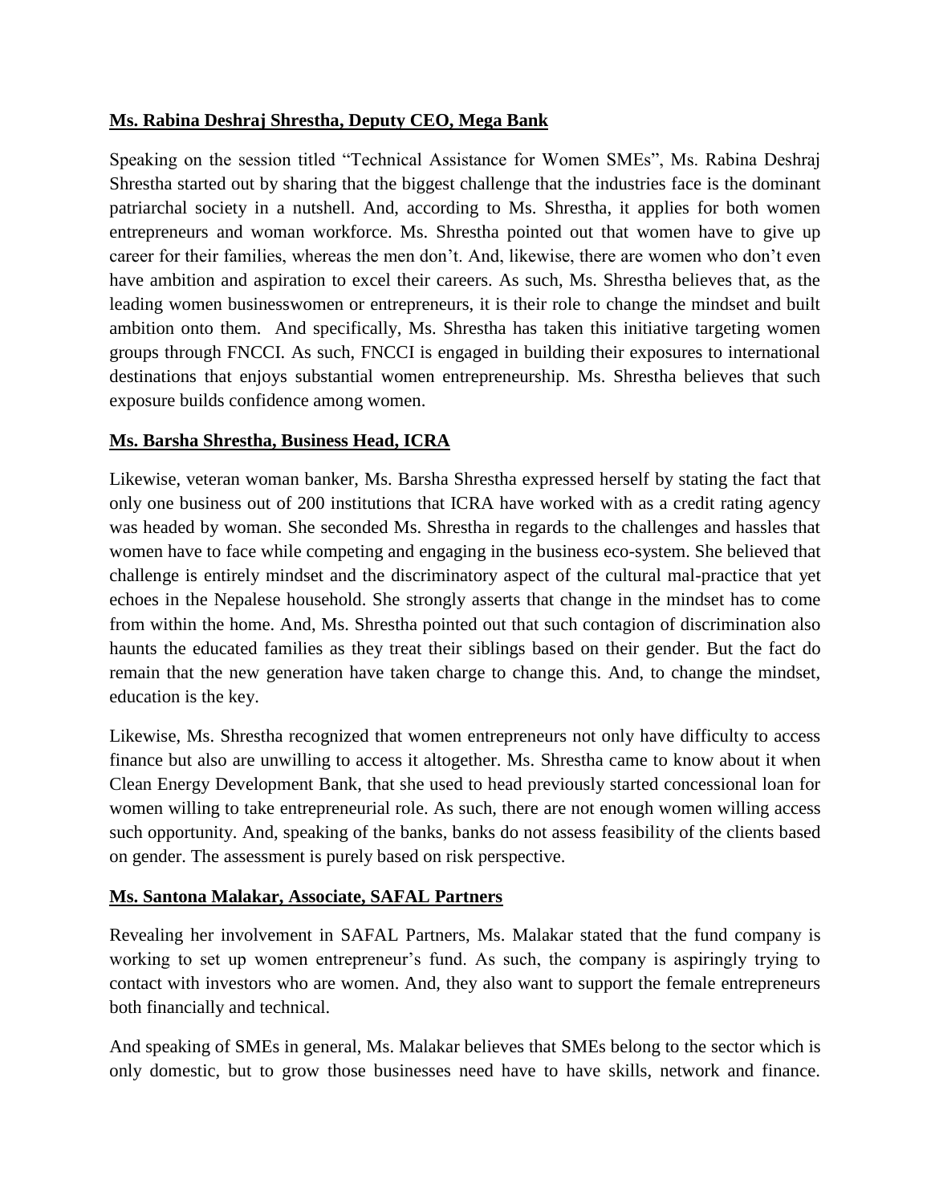**Ms. Rabina Deshraj Shrestha, Deputy CEO, Mega Bank**

Speaking on the session titled "Technical Assistance for Women SMEs", Ms. Rabina Deshraj Shrestha started out by sharing that the biggest challenge that the industries face is the dominant patriarchal society in a nutshell. And, according to Ms. Shrestha, it applies for both women entrepreneurs and woman workforce. Ms. Shrestha pointed out that women have to give up career for their families, whereas the men don't. And, likewise, there are women who don't even have ambition and aspiration to excel their careers. As such, Ms. Shrestha believes that, as the leading women businesswomen or entrepreneurs, it is their role to change the mindset and built ambition onto them. And specifically, Ms. Shrestha has taken this initiative targeting women groups through FNCCI. As such, FNCCI is engaged in building their exposures to international destinations that enjoys substantial women entrepreneurship. Ms. Shrestha believes that such exposure builds confidence among women.

**Ms. Barsha Shrestha, Business Head, ICRA**

Likewise, veteran woman banker, Ms. Barsha Shrestha expressed herself by stating the fact that only one business out of 200 institutions that ICRA have worked with as a credit rating agency was headed by woman. She seconded Ms. Shrestha in regards to the challenges and hassles that women have to face while competing and engaging in the business eco-system. She believed that challenge is entirely mindset and the discriminatory aspect of the cultural mal-practice that yet echoes in the Nepalese household. She strongly asserts that change in the mindset has to come from within the home. And, Ms. Shrestha pointed out that such contagion of discrimination also haunts the educated families as they treat their siblings based on their gender. But the fact do remain that the new generation have taken charge to change this. And, to change the mindset, education is the key.

Likewise, Ms. Shrestha recognized that women entrepreneurs not only have difficulty to access finance but also are unwilling to access it altogether. Ms. Shrestha came to know about it when Clean Energy Development Bank, that she used to head previously started concessional loan for women willing to take entrepreneurial role. As such, there are not enough women willing access such opportunity. And, speaking of the banks, banks do not assess feasibility of the clients based on gender. The assessment is purely based on risk perspective.

**Ms. Santona Malakar, Associate, SAFAL Partners**

Revealing her involvement in SAFAL Partners, Ms. Malakar stated that the fund company is working to set up women entrepreneur's fund. As such, the company is aspiringly trying to contact with investors who are women. And, they also want to support the female entrepreneurs both financially and technical.

And speaking of SMEs in general, Ms. Malakar believes that SMEs belong to the sector which is only domestic, but to grow those businesses need have to have skills, network and finance.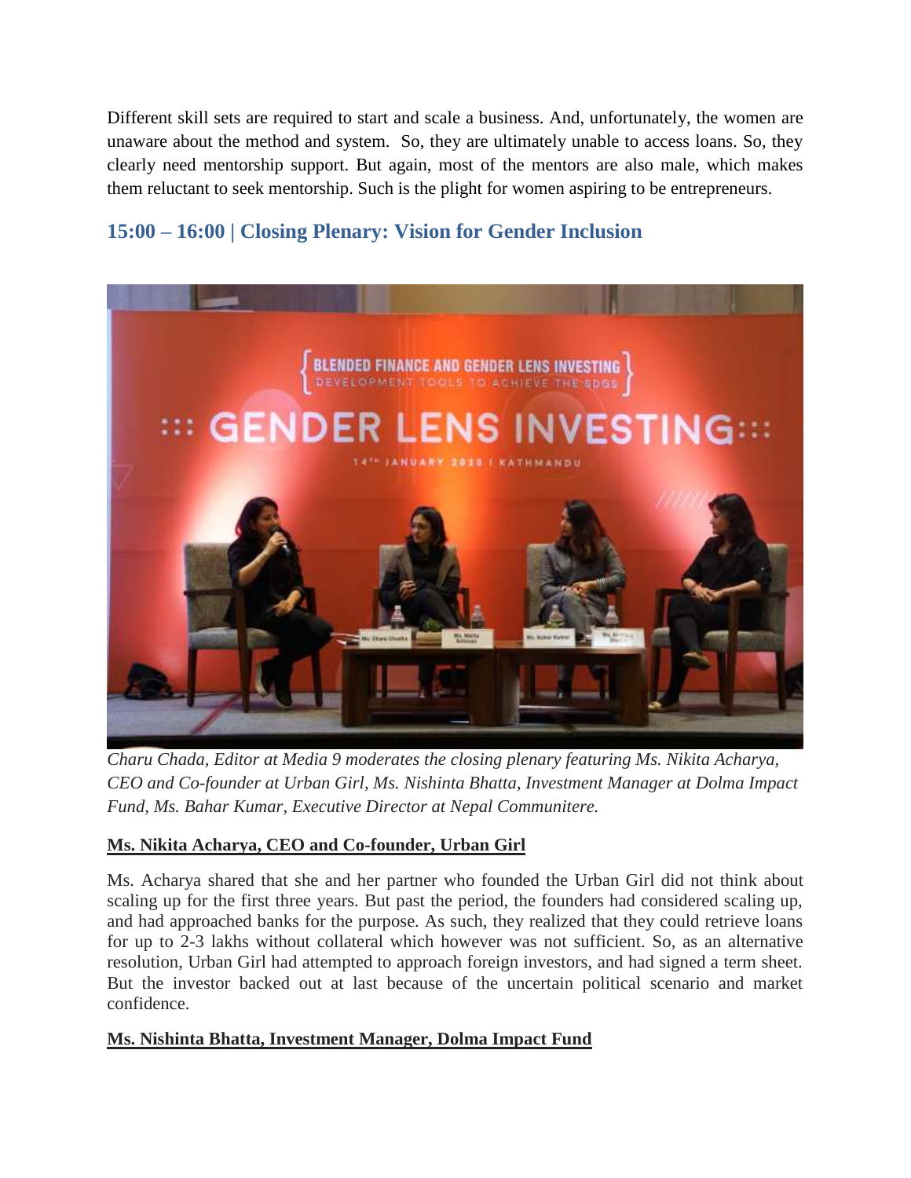Different skill sets are required to start and scale a business. And, unfortunately, the women are unaware about the method and system. So, they are ultimately unable to access loans. So, they clearly need mentorship support. But again, most of the mentors are also male, which makes them reluctant to seek mentorship. Such is the plight for women aspiring to be entrepreneurs.

## 15:00 – 16:00 | Closing Plenary: Vision for Gender Inclusion

*Charu Chada, Editor at Media 9 moderates the closing plenary featuring Ms. Nikita Acharya, CEO and Co-founder at Urban Girl, Ms. Nishinta Bhatta, Investment Manager at Dolma Impact Fund, Ms. Bahar Kumar, Executive Director at Nepal Communitere.*

**Ms. Nikita Acharya, CEO and Co-founder, Urban Girl**

Ms. Acharya shared that she and her partner who founded the Urban Girl did not think about scaling up for the first three years. But past the period, the founders had considered scaling up, and had approached banks for the purpose. As such, they realized that they could retrieve loans for up to 2-3 lakhs without collateral which however was not sufficient. So, as an alternative resolution, Urban Girl had attempted to approach foreign investors, and had signed a term sheet. But the investor backed out at last because of the uncertain political scenario and market confidence.

**Ms. Nishinta Bhatta, Investment Manager, Dolma Impact Fund**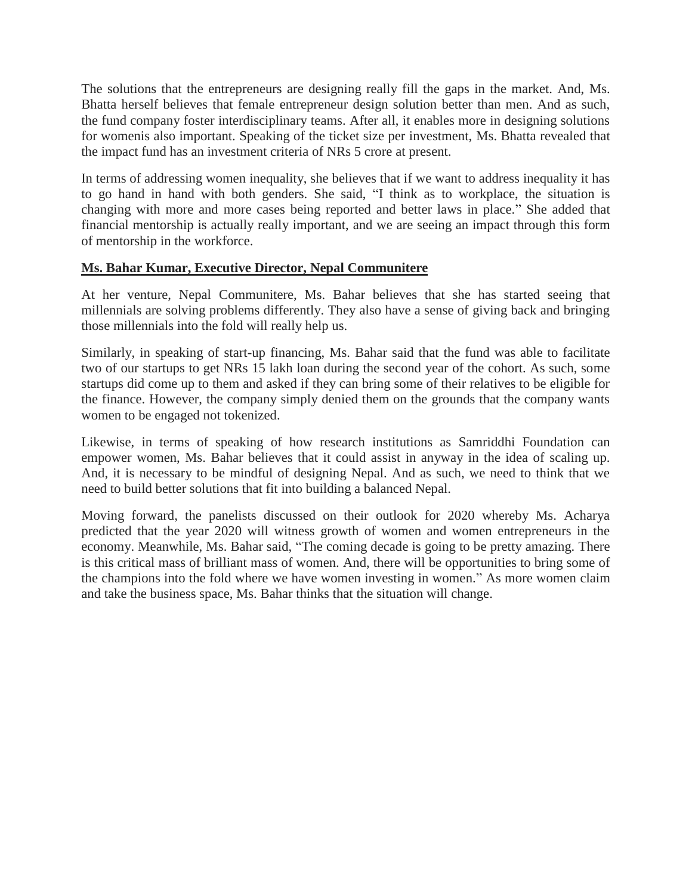The solutions that the entrepreneurs are designing really fill the gaps in the market. And, Ms. Bhatta herself believes that female entrepreneur design solution better than men. And as such, the fund company foster interdisciplinary teams. After all, it enables more in designing solutions for womenis also important. Speaking of the ticket size per investment, Ms. Bhatta revealed that the impact fund has an investment criteria of NRs 5 crore at present.

In terms of addressing women inequality, she believes that if we want to address inequality it has to go hand in hand with both genders. She said, "I think as to workplace, the situation is changing with more and more cases being reported and better laws in place." She added that financial mentorship is actually really important, and we are seeing an impact through this form of mentorship in the workforce.

**Ms. Bahar Kumar, Executive Director, Nepal Communitere**

At her venture, Nepal Communitere, Ms. Bahar believes that she has started seeing that millennials are solving problems differently. They also have a sense of giving back and bringing those millennials into the fold will really help us.

Similarly, in speaking of start-up financing, Ms. Bahar said that the fund was able to facilitate two of our startups to get NRs 15 lakh loan during the second year of the cohort. As such, some startups did come up to them and asked if they can bring some of their relatives to be eligible for the finance. However, the company simply denied them on the grounds that the company wants women to be engaged not tokenized.

Likewise, in terms of speaking of how research institutions as Samriddhi Foundation can empower women, Ms. Bahar believes that it could assist in anyway in the idea of scaling up. And, it is necessary to be mindful of designing Nepal. And as such, we need to think that we need to build better solutions that fit into building a balanced Nepal.

Moving forward, the panelists discussed on their outlook for 2020 whereby Ms. Acharya predicted that the year 2020 will witness growth of women and women entrepreneurs in the economy. Meanwhile, Ms. Bahar said, "The coming decade is going to be pretty amazing. There is this critical mass of brilliant mass of women. And, there will be opportunities to bring some of the champions into the fold where we have women investing in women." As more women claim and take the business space, Ms. Bahar thinks that the situation will change.